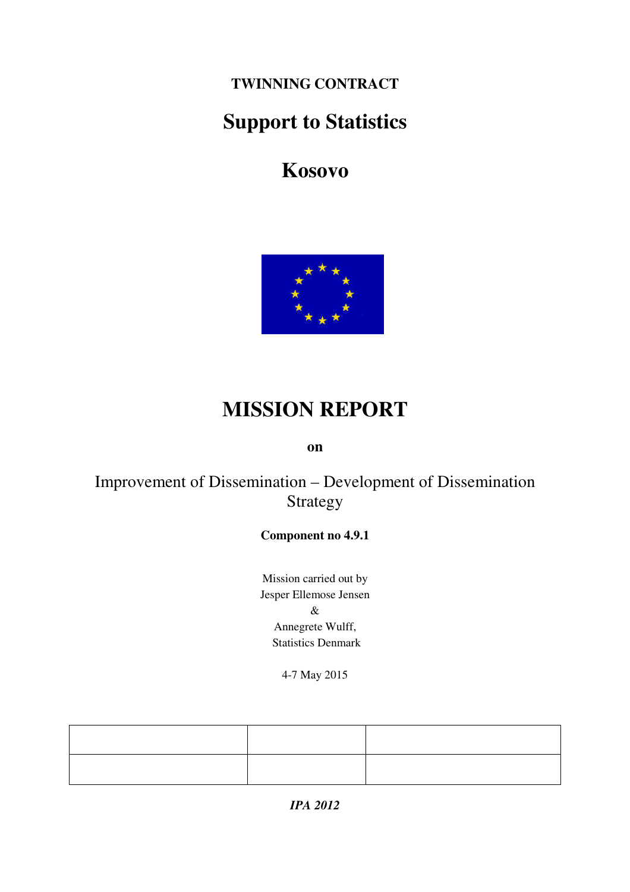**TWINNING CONTRACT**

# Support to Statistics

# Kosovo

# MISSION REPORT

**on**

Improvement of Dissemination – Development of Dissemination Strategy

**Component no 4.9.1**

Mission carried out by
Jesper Ellemose Jensen
&
Annegrete Wulff,
Statistics Denmark

4-7 May 2015

| | | |
|---|---|---|
| | | |

***IPA 2012***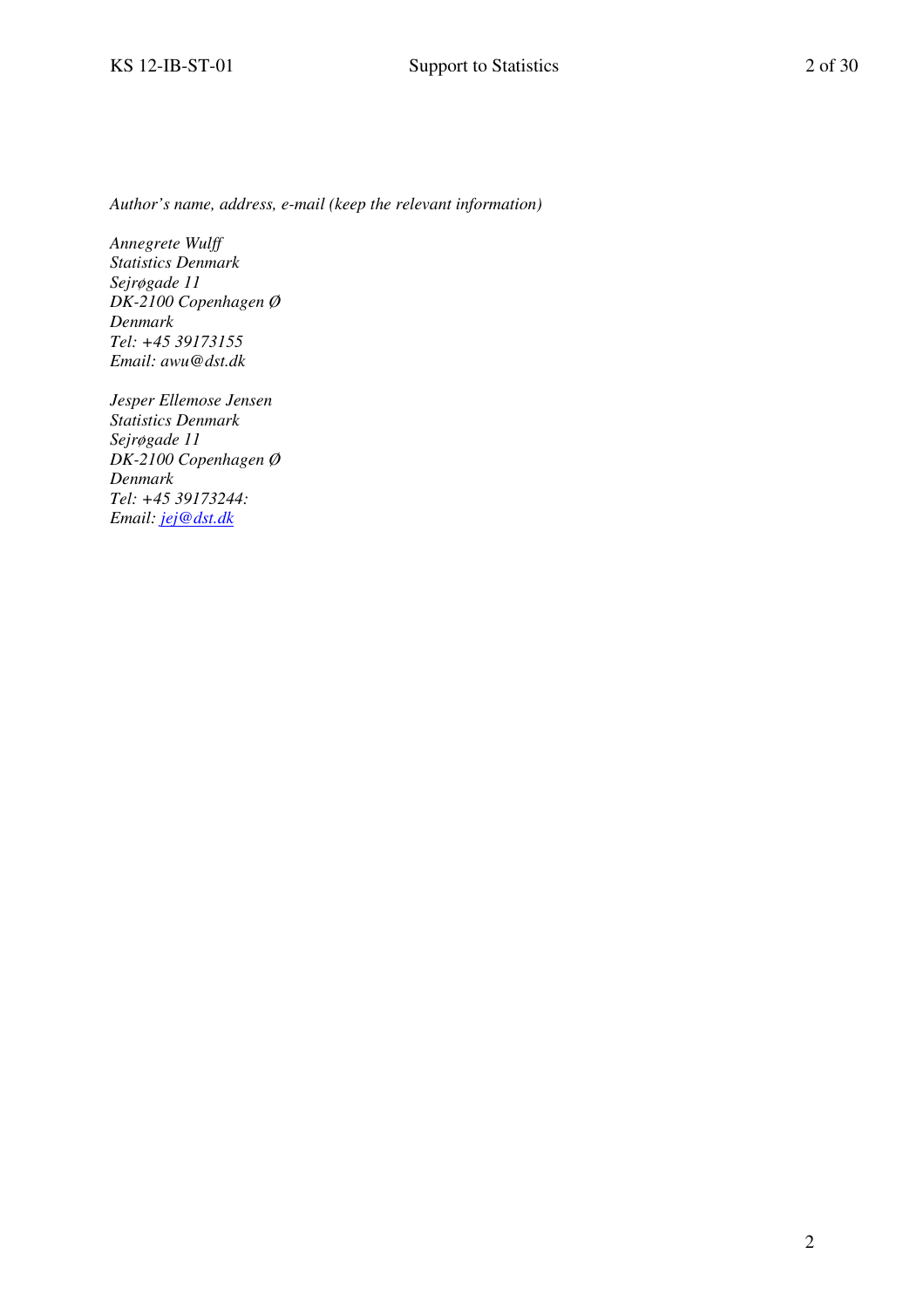*Author's name, address, e-mail (keep the relevant information)*

*Annegrete Wulff*
*Statistics Denmark*
*Sejrøgade 11*
*DK-2100 Copenhagen Ø*
*Denmark*
*Tel: +45 39173155*
*Email: awu@dst.dk*

*Jesper Ellemose Jensen*
*Statistics Denmark*
*Sejrøgade 11*
*DK-2100 Copenhagen Ø*
*Denmark*
*Tel: +45 39173244:*
*Email: jej@dst.dk*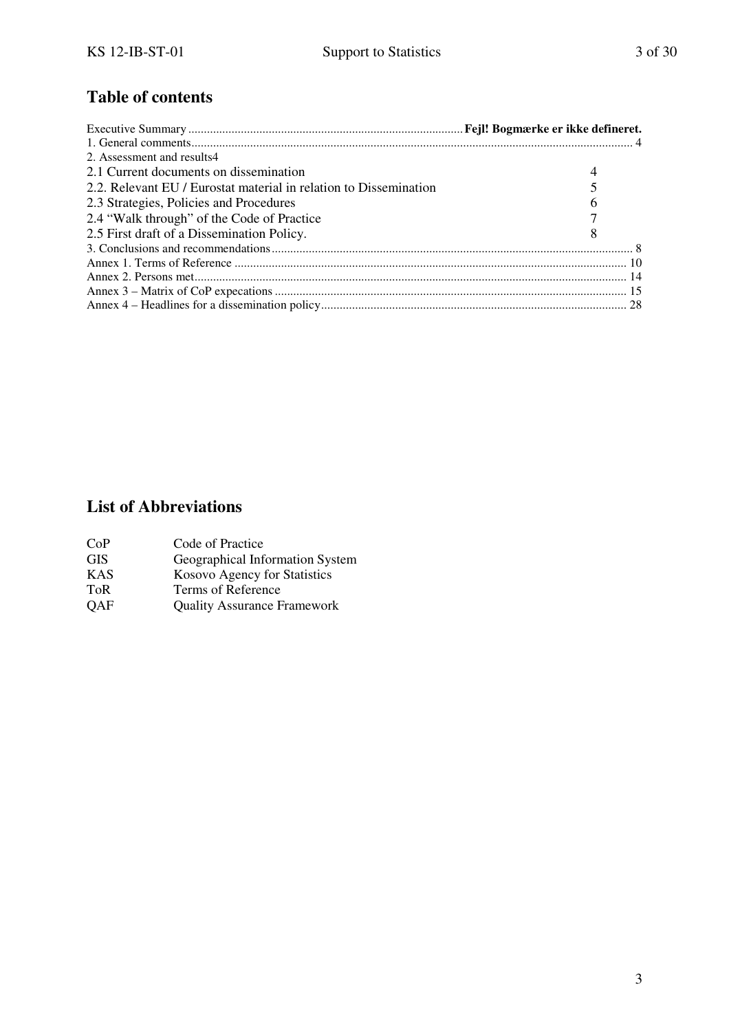## Table of contents

| | |
|---|---|
| Executive Summary | Fejl! Bogmærke er ikke defineret. |
| 1. General comments | 4 |
| 2. Assessment and results4 | |
| 2.1 Current documents on dissemination | 4 |
| 2.2. Relevant EU / Eurostat material in relation to Dissemination | 5 |
| 2.3 Strategies, Policies and Procedures | 6 |
| 2.4 "Walk through" of the Code of Practice | 7 |
| 2.5 First draft of a Dissemination Policy. | 8 |
| 3. Conclusions and recommendations | 8 |
| Annex 1. Terms of Reference | 10 |
| Annex 2. Persons met | 14 |
| Annex 3 – Matrix of CoP expecations | 15 |
| Annex 4 – Headlines for a dissemination policy | 28 |

## List of Abbreviations

| | |
|---|---|
| CoP | Code of Practice |
| GIS | Geographical Information System |
| KAS | Kosovo Agency for Statistics |
| ToR | Terms of Reference |
| QAF | Quality Assurance Framework |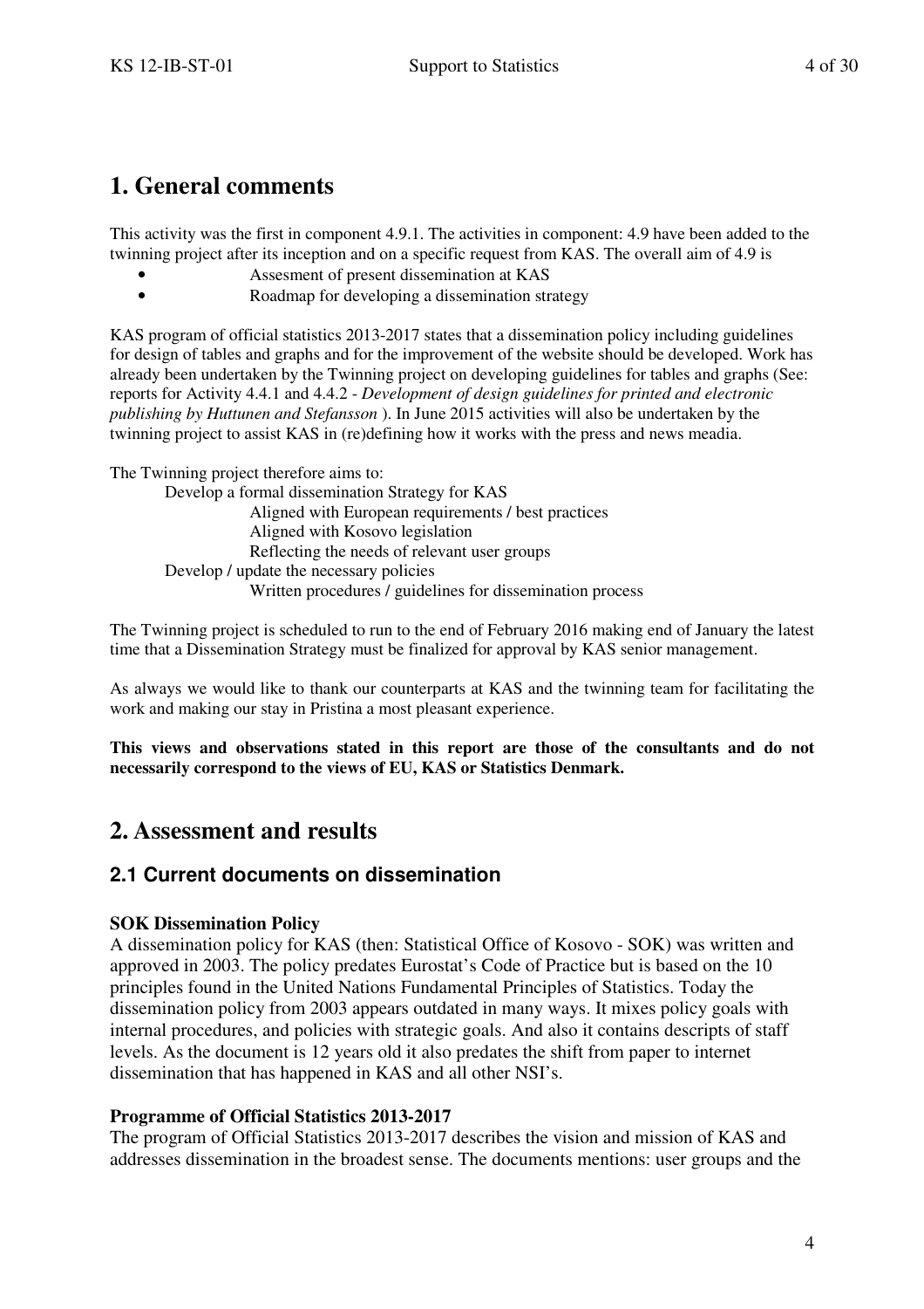# 1. General comments

This activity was the first in component 4.9.1. The activities in component: 4.9 have been added to the twinning project after its inception and on a specific request from KAS. The overall aim of 4.9 is

- Assesment of present dissemination at KAS
- Roadmap for developing a dissemination strategy

KAS program of official statistics 2013-2017 states that a dissemination policy including guidelines for design of tables and graphs and for the improvement of the website should be developed. Work has already been undertaken by the Twinning project on developing guidelines for tables and graphs (See: reports for Activity 4.4.1 and 4.4.2 - *Development of design guidelines for printed and electronic publishing by Huttunen and Stefansson* ). In June 2015 activities will also be undertaken by the twinning project to assist KAS in (re)defining how it works with the press and news meadia.

The Twinning project therefore aims to:

- Develop a formal dissemination Strategy for KAS
  - Aligned with European requirements / best practices
  - Aligned with Kosovo legislation
  - Reflecting the needs of relevant user groups
- Develop / update the necessary policies
  - Written procedures / guidelines for dissemination process

The Twinning project is scheduled to run to the end of February 2016 making end of January the latest time that a Dissemination Strategy must be finalized for approval by KAS senior management.

As always we would like to thank our counterparts at KAS and the twinning team for facilitating the work and making our stay in Pristina a most pleasant experience.

**This views and observations stated in this report are those of the consultants and do not necessarily correspond to the views of EU, KAS or Statistics Denmark.**

# 2. Assessment and results

## 2.1 Current documents on dissemination

**SOK Dissemination Policy**

A dissemination policy for KAS (then: Statistical Office of Kosovo - SOK) was written and approved in 2003. The policy predates Eurostat's Code of Practice but is based on the 10 principles found in the United Nations Fundamental Principles of Statistics. Today the dissemination policy from 2003 appears outdated in many ways. It mixes policy goals with internal procedures, and policies with strategic goals. And also it contains descripts of staff levels. As the document is 12 years old it also predates the shift from paper to internet dissemination that has happened in KAS and all other NSI's.

**Programme of Official Statistics 2013-2017**

The program of Official Statistics 2013-2017 describes the vision and mission of KAS and addresses dissemination in the broadest sense. The documents mentions: user groups and the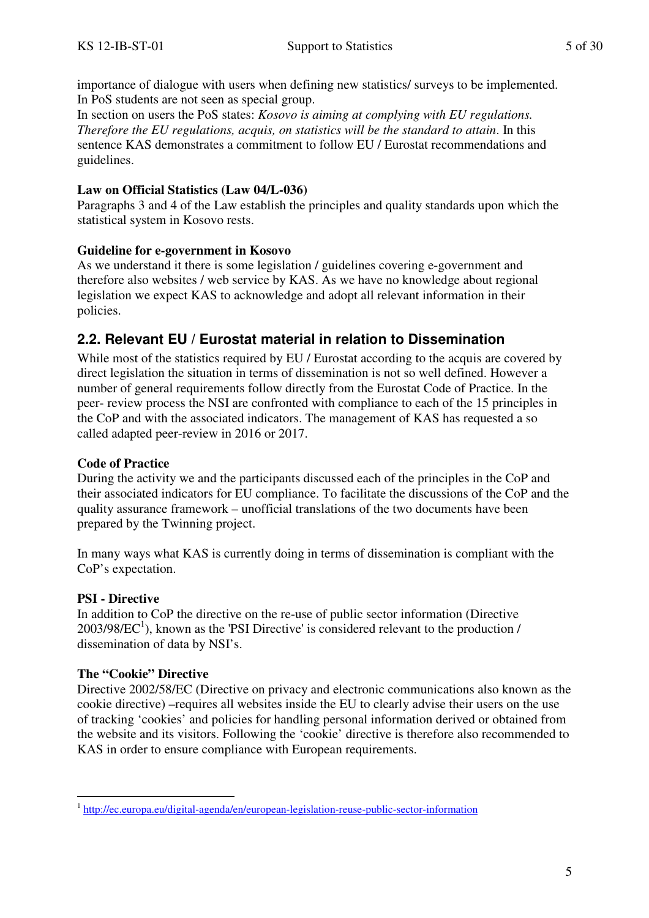importance of dialogue with users when defining new statistics/ surveys to be implemented. In PoS students are not seen as special group.

In section on users the PoS states: *Kosovo is aiming at complying with EU regulations. Therefore the EU regulations, acquis, on statistics will be the standard to attain*. In this sentence KAS demonstrates a commitment to follow EU / Eurostat recommendations and guidelines.

**Law on Official Statistics (Law 04/L-036)**

Paragraphs 3 and 4 of the Law establish the principles and quality standards upon which the statistical system in Kosovo rests.

**Guideline for e-government in Kosovo**

As we understand it there is some legislation / guidelines covering e-government and therefore also websites / web service by KAS. As we have no knowledge about regional legislation we expect KAS to acknowledge and adopt all relevant information in their policies.

## 2.2. Relevant EU / Eurostat material in relation to Dissemination

While most of the statistics required by EU / Eurostat according to the acquis are covered by direct legislation the situation in terms of dissemination is not so well defined. However a number of general requirements follow directly from the Eurostat Code of Practice. In the peer- review process the NSI are confronted with compliance to each of the 15 principles in the CoP and with the associated indicators. The management of KAS has requested a so called adapted peer-review in 2016 or 2017.

**Code of Practice**

During the activity we and the participants discussed each of the principles in the CoP and their associated indicators for EU compliance. To facilitate the discussions of the CoP and the quality assurance framework – unofficial translations of the two documents have been prepared by the Twinning project.

In many ways what KAS is currently doing in terms of dissemination is compliant with the CoP's expectation.

**PSI - Directive**

In addition to CoP the directive on the re-use of public sector information (Directive 2003/98/EC[1]), known as the 'PSI Directive' is considered relevant to the production / dissemination of data by NSI's.

**The "Cookie" Directive**

Directive 2002/58/EC (Directive on privacy and electronic communications also known as the cookie directive) –requires all websites inside the EU to clearly advise their users on the use of tracking 'cookies' and policies for handling personal information derived or obtained from the website and its visitors. Following the 'cookie' directive is therefore also recommended to KAS in order to ensure compliance with European requirements.

[1] http://ec.europa.eu/digital-agenda/en/european-legislation-reuse-public-sector-information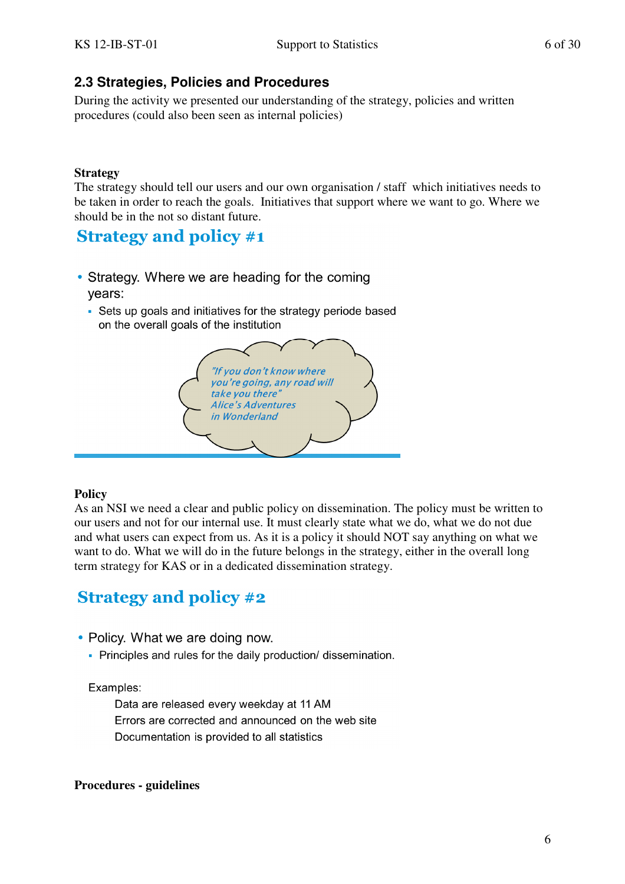## 2.3 Strategies, Policies and Procedures

During the activity we presented our understanding of the strategy, policies and written procedures (could also been seen as internal policies)

**Strategy**

The strategy should tell our users and our own organisation / staff which initiatives needs to be taken in order to reach the goals. Initiatives that support where we want to go. Where we should be in the not so distant future.

### Strategy and policy #1

- Strategy. Where we are heading for the coming years:
  - Sets up goals and initiatives for the strategy periode based on the overall goals of the institution

*"If you don't know where you're going, any road will take you there" Alice's Adventures in Wonderland*

**Policy**

As an NSI we need a clear and public policy on dissemination. The policy must be written to our users and not for our internal use. It must clearly state what we do, what we do not due and what users can expect from us. As it is a policy it should NOT say anything on what we want to do. What we will do in the future belongs in the strategy, either in the overall long term strategy for KAS or in a dedicated dissemination strategy.

### Strategy and policy #2

- Policy. What we are doing now.
  - Principles and rules for the daily production/ dissemination.

Examples:

Data are released every weekday at 11 AM
Errors are corrected and announced on the web site
Documentation is provided to all statistics

**Procedures - guidelines**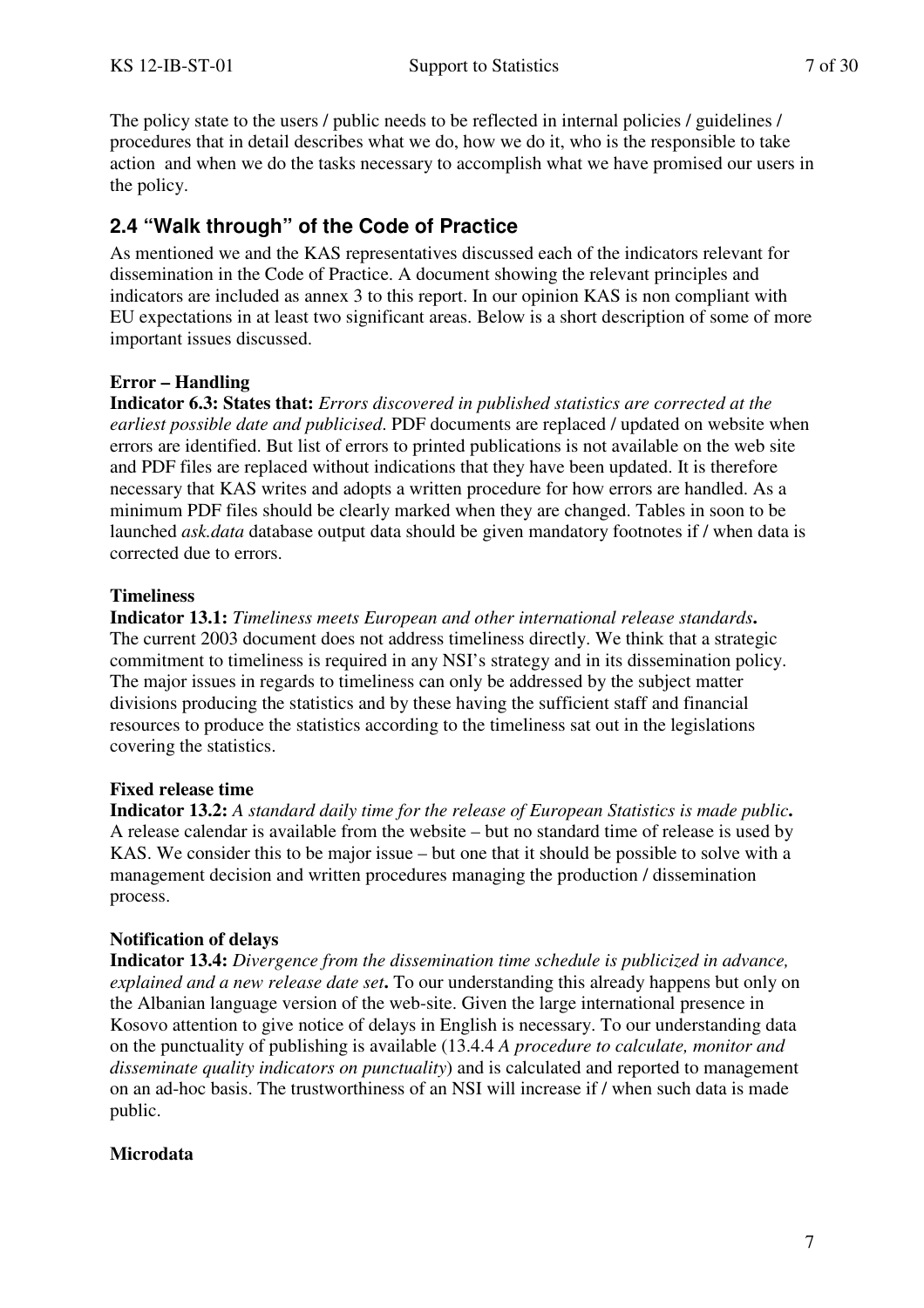The policy state to the users / public needs to be reflected in internal policies / guidelines / procedures that in detail describes what we do, how we do it, who is the responsible to take action and when we do the tasks necessary to accomplish what we have promised our users in the policy.

## 2.4 "Walk through" of the Code of Practice

As mentioned we and the KAS representatives discussed each of the indicators relevant for dissemination in the Code of Practice. A document showing the relevant principles and indicators are included as annex 3 to this report. In our opinion KAS is non compliant with EU expectations in at least two significant areas. Below is a short description of some of more important issues discussed.

**Error – Handling**

**Indicator 6.3: States that:** *Errors discovered in published statistics are corrected at the earliest possible date and publicised*. PDF documents are replaced / updated on website when errors are identified. But list of errors to printed publications is not available on the web site and PDF files are replaced without indications that they have been updated. It is therefore necessary that KAS writes and adopts a written procedure for how errors are handled. As a minimum PDF files should be clearly marked when they are changed. Tables in soon to be launched *ask.data* database output data should be given mandatory footnotes if / when data is corrected due to errors.

**Timeliness**

**Indicator 13.1:** *Timeliness meets European and other international release standards***.** The current 2003 document does not address timeliness directly. We think that a strategic commitment to timeliness is required in any NSI's strategy and in its dissemination policy. The major issues in regards to timeliness can only be addressed by the subject matter divisions producing the statistics and by these having the sufficient staff and financial resources to produce the statistics according to the timeliness sat out in the legislations covering the statistics.

**Fixed release time**

**Indicator 13.2:** *A standard daily time for the release of European Statistics is made public***.** A release calendar is available from the website – but no standard time of release is used by KAS. We consider this to be major issue – but one that it should be possible to solve with a management decision and written procedures managing the production / dissemination process.

**Notification of delays**

**Indicator 13.4:** *Divergence from the dissemination time schedule is publicized in advance, explained and a new release date set***.** To our understanding this already happens but only on the Albanian language version of the web-site. Given the large international presence in Kosovo attention to give notice of delays in English is necessary. To our understanding data on the punctuality of publishing is available (13.4.4 *A procedure to calculate, monitor and disseminate quality indicators on punctuality*) and is calculated and reported to management on an ad-hoc basis. The trustworthiness of an NSI will increase if / when such data is made public.

**Microdata**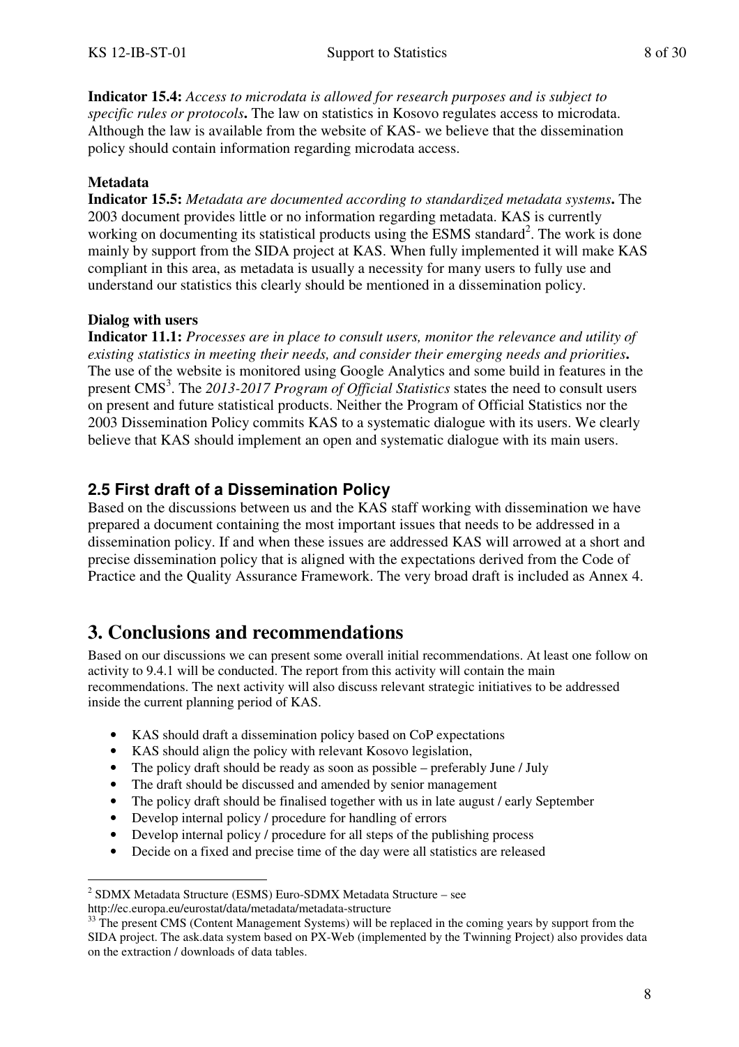**Indicator 15.4:** *Access to microdata is allowed for research purposes and is subject to specific rules or protocols***.** The law on statistics in Kosovo regulates access to microdata. Although the law is available from the website of KAS- we believe that the dissemination policy should contain information regarding microdata access.

**Metadata**

**Indicator 15.5:** *Metadata are documented according to standardized metadata systems***.** The 2003 document provides little or no information regarding metadata. KAS is currently working on documenting its statistical products using the ESMS standard[2]. The work is done mainly by support from the SIDA project at KAS. When fully implemented it will make KAS compliant in this area, as metadata is usually a necessity for many users to fully use and understand our statistics this clearly should be mentioned in a dissemination policy.

**Dialog with users**

**Indicator 11.1:** *Processes are in place to consult users, monitor the relevance and utility of existing statistics in meeting their needs, and consider their emerging needs and priorities***.** The use of the website is monitored using Google Analytics and some build in features in the present CMS[3]. The *2013-2017 Program of Official Statistics* states the need to consult users on present and future statistical products. Neither the Program of Official Statistics nor the 2003 Dissemination Policy commits KAS to a systematic dialogue with its users. We clearly believe that KAS should implement an open and systematic dialogue with its main users.

## 2.5 First draft of a Dissemination Policy

Based on the discussions between us and the KAS staff working with dissemination we have prepared a document containing the most important issues that needs to be addressed in a dissemination policy. If and when these issues are addressed KAS will arrowed at a short and precise dissemination policy that is aligned with the expectations derived from the Code of Practice and the Quality Assurance Framework. The very broad draft is included as Annex 4.

# 3. Conclusions and recommendations

Based on our discussions we can present some overall initial recommendations. At least one follow on activity to 9.4.1 will be conducted. The report from this activity will contain the main recommendations. The next activity will also discuss relevant strategic initiatives to be addressed inside the current planning period of KAS.

- KAS should draft a dissemination policy based on CoP expectations
- KAS should align the policy with relevant Kosovo legislation,
- The policy draft should be ready as soon as possible – preferably June / July
- The draft should be discussed and amended by senior management
- The policy draft should be finalised together with us in late august / early September
- Develop internal policy / procedure for handling of errors
- Develop internal policy / procedure for all steps of the publishing process
- Decide on a fixed and precise time of the day were all statistics are released

---

[2] SDMX Metadata Structure (ESMS) Euro-SDMX Metadata Structure – see http://ec.europa.eu/eurostat/data/metadata/metadata-structure

[33] The present CMS (Content Management Systems) will be replaced in the coming years by support from the SIDA project. The ask.data system based on PX-Web (implemented by the Twinning Project) also provides data on the extraction / downloads of data tables.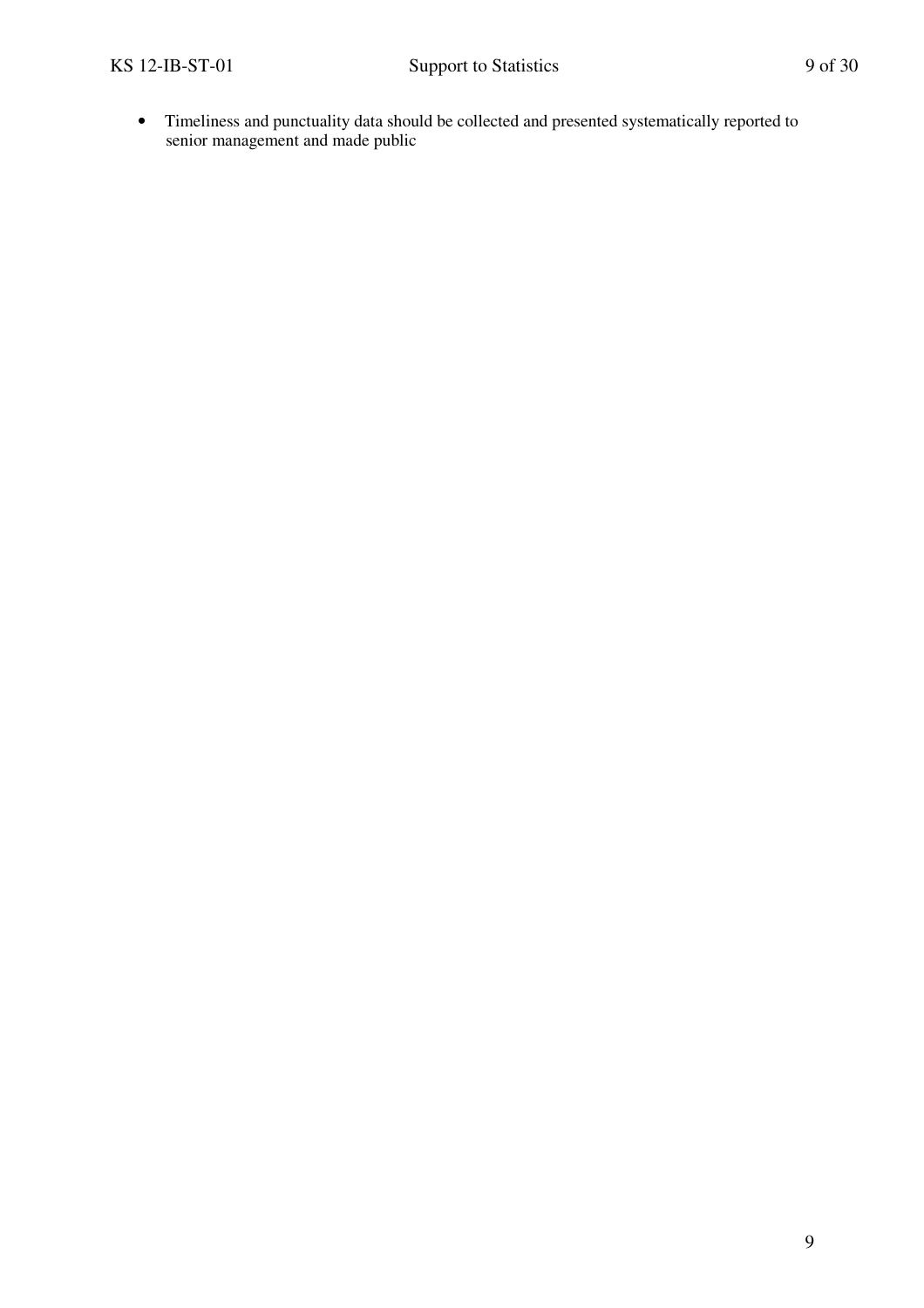- Timeliness and punctuality data should be collected and presented systematically reported to senior management and made public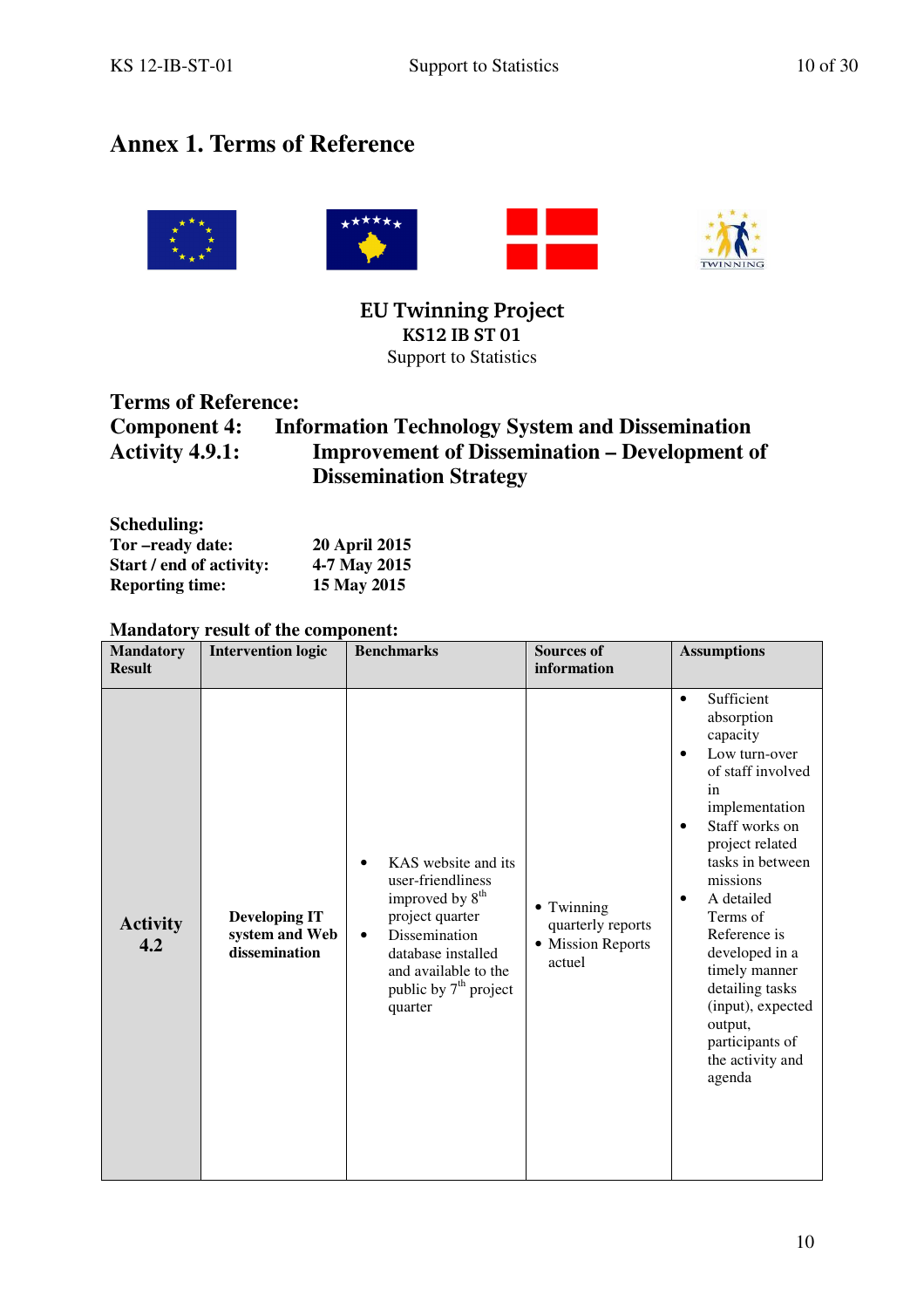# Annex 1. Terms of Reference

**EU Twinning Project**
**KS12 IB ST 01**
Support to Statistics

**Terms of Reference:**
**Component 4: Information Technology System and Dissemination**
**Activity 4.9.1: Improvement of Dissemination – Development of Dissemination Strategy**

**Scheduling:**

**Tor –ready date:** 20 April 2015
**Start / end of activity:** 4-7 May 2015
**Reporting time:** 15 May 2015

**Mandatory result of the component:**

| Mandatory Result | Intervention logic | Benchmarks | Sources of information | Assumptions |
|---|---|---|---|---|
| **Activity 4.2** | **Developing IT system and Web dissemination** | • KAS website and its user-friendliness improved by 8th project quarter<br>• Dissemination database installed and available to the public by 7th project quarter | • Twinning quarterly reports<br>• Mission Reports actuel | • Sufficient absorption capacity<br>• Low turn-over of staff involved in implementation<br>• Staff works on project related tasks in between missions<br>• A detailed Terms of Reference is developed in a timely manner detailing tasks (input), expected output, participants of the activity and agenda |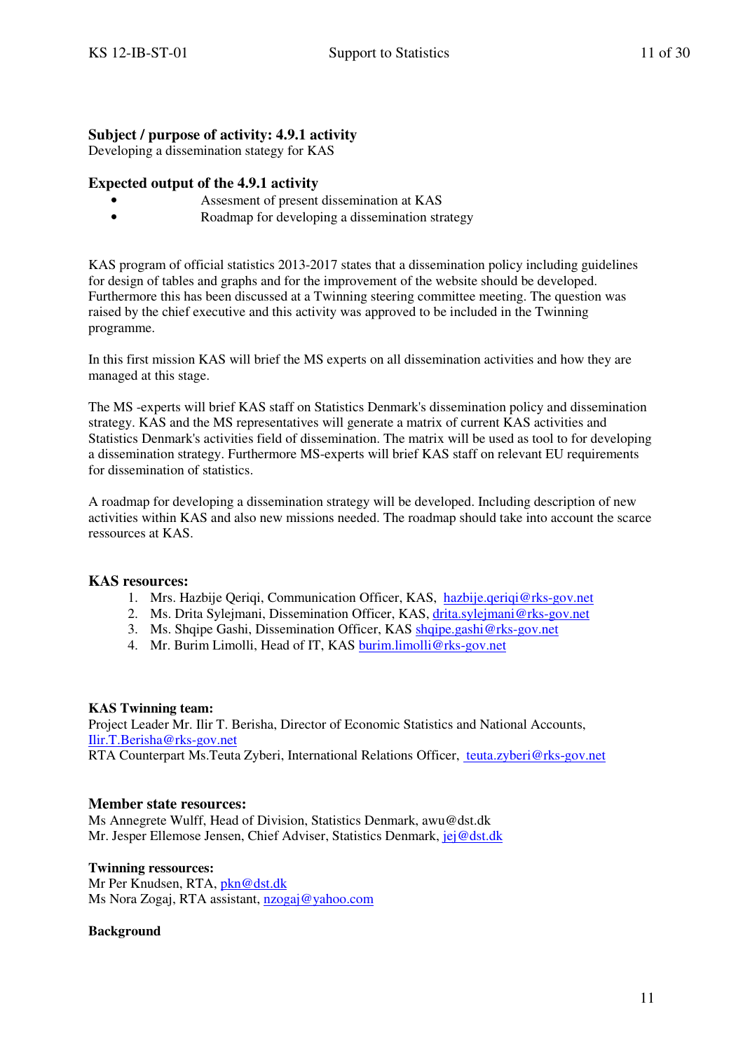**Subject / purpose of activity: 4.9.1 activity**
Developing a dissemination stategy for KAS

**Expected output of the 4.9.1 activity**

- Assesment of present dissemination at KAS
- Roadmap for developing a dissemination strategy

KAS program of official statistics 2013-2017 states that a dissemination policy including guidelines for design of tables and graphs and for the improvement of the website should be developed. Furthermore this has been discussed at a Twinning steering committee meeting. The question was raised by the chief executive and this activity was approved to be included in the Twinning programme.

In this first mission KAS will brief the MS experts on all dissemination activities and how they are managed at this stage.

The MS -experts will brief KAS staff on Statistics Denmark's dissemination policy and dissemination strategy. KAS and the MS representatives will generate a matrix of current KAS activities and Statistics Denmark's activities field of dissemination. The matrix will be used as tool to for developing a dissemination strategy. Furthermore MS-experts will brief KAS staff on relevant EU requirements for dissemination of statistics.

A roadmap for developing a dissemination strategy will be developed. Including description of new activities within KAS and also new missions needed. The roadmap should take into account the scarce ressources at KAS.

**KAS resources:**

1. Mrs. Hazbije Qeriqi, Communication Officer, KAS, hazbije.qeriqi@rks-gov.net
2. Ms. Drita Sylejmani, Dissemination Officer, KAS, drita.sylejmani@rks-gov.net
3. Ms. Shqipe Gashi, Dissemination Officer, KAS shqipe.gashi@rks-gov.net
4. Mr. Burim Limolli, Head of IT, KAS burim.limolli@rks-gov.net

**KAS Twinning team:**
Project Leader Mr. Ilir T. Berisha, Director of Economic Statistics and National Accounts, Ilir.T.Berisha@rks-gov.net
RTA Counterpart Ms.Teuta Zyberi, International Relations Officer, teuta.zyberi@rks-gov.net

**Member state resources:**
Ms Annegrete Wulff, Head of Division, Statistics Denmark, awu@dst.dk
Mr. Jesper Ellemose Jensen, Chief Adviser, Statistics Denmark, jej@dst.dk

**Twinning ressources:**
Mr Per Knudsen, RTA, pkn@dst.dk
Ms Nora Zogaj, RTA assistant, nzogaj@yahoo.com

**Background**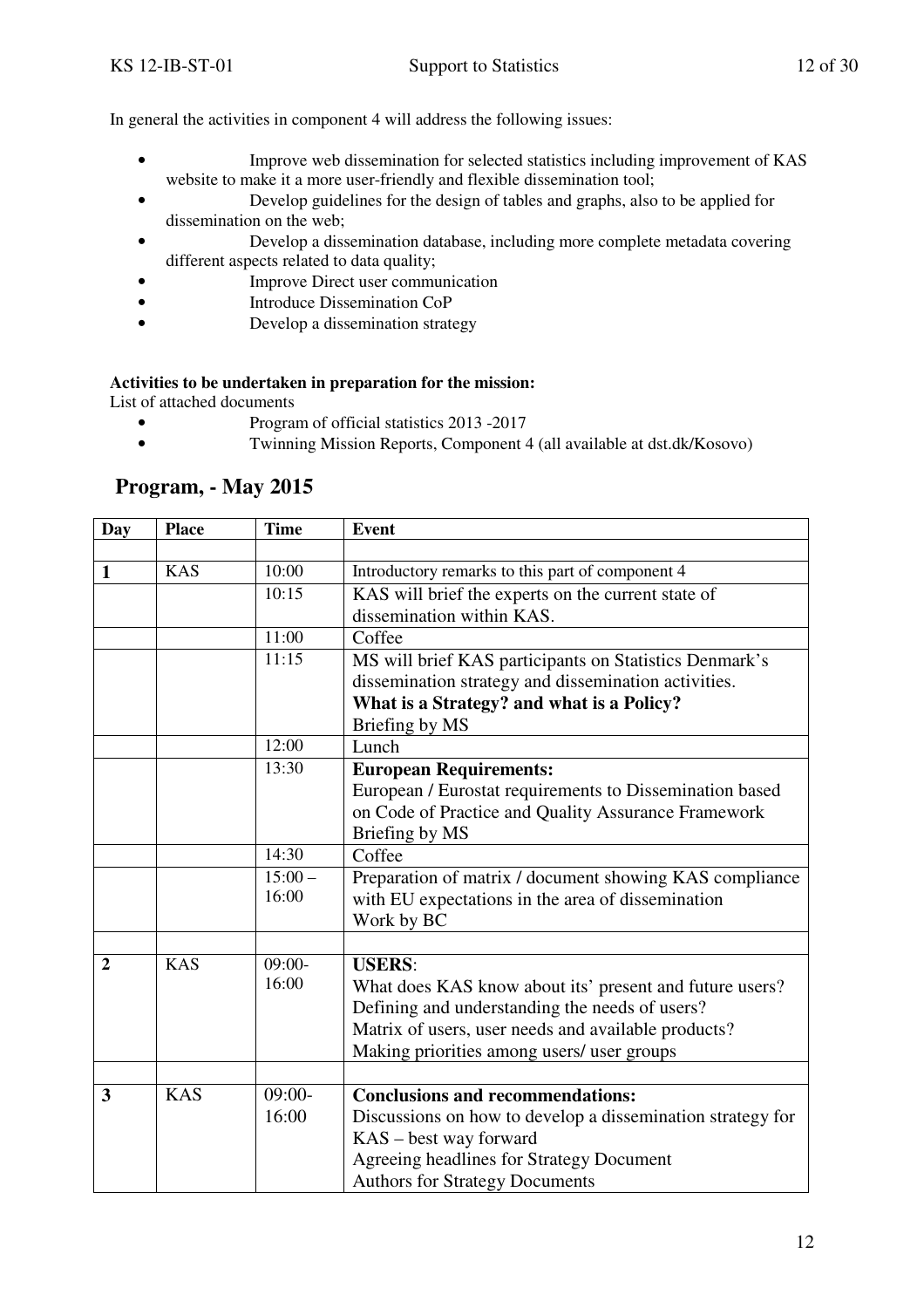In general the activities in component 4 will address the following issues:

- Improve web dissemination for selected statistics including improvement of KAS website to make it a more user-friendly and flexible dissemination tool;
- Develop guidelines for the design of tables and graphs, also to be applied for dissemination on the web;
- Develop a dissemination database, including more complete metadata covering different aspects related to data quality;
- Improve Direct user communication
- Introduce Dissemination CoP
- Develop a dissemination strategy

**Activities to be undertaken in preparation for the mission:**

List of attached documents

- Program of official statistics 2013 -2017
- Twinning Mission Reports, Component 4 (all available at dst.dk/Kosovo)

## Program, - May 2015

| Day | Place | Time | Event |
|---|---|---|---|
| | | | |
| **1** | KAS | 10:00 | Introductory remarks to this part of component 4 |
| | | 10:15 | KAS will brief the experts on the current state of dissemination within KAS. |
| | | 11:00 | Coffee |
| | | 11:15 | MS will brief KAS participants on Statistics Denmark's dissemination strategy and dissemination activities.<br>**What is a Strategy? and what is a Policy?**<br>Briefing by MS |
| | | 12:00 | Lunch |
| | | 13:30 | **European Requirements:**<br>European / Eurostat requirements to Dissemination based on Code of Practice and Quality Assurance Framework<br>Briefing by MS |
| | | 14:30 | Coffee |
| | | 15:00 – 16:00 | Preparation of matrix / document showing KAS compliance with EU expectations in the area of dissemination<br>Work by BC |
| | | | |
| **2** | KAS | 09:00-16:00 | **USERS**:<br>What does KAS know about its' present and future users?<br>Defining and understanding the needs of users?<br>Matrix of users, user needs and available products?<br>Making priorities among users/ user groups |
| | | | |
| **3** | KAS | 09:00-16:00 | **Conclusions and recommendations:**<br>Discussions on how to develop a dissemination strategy for KAS – best way forward<br>Agreeing headlines for Strategy Document<br>Authors for Strategy Documents |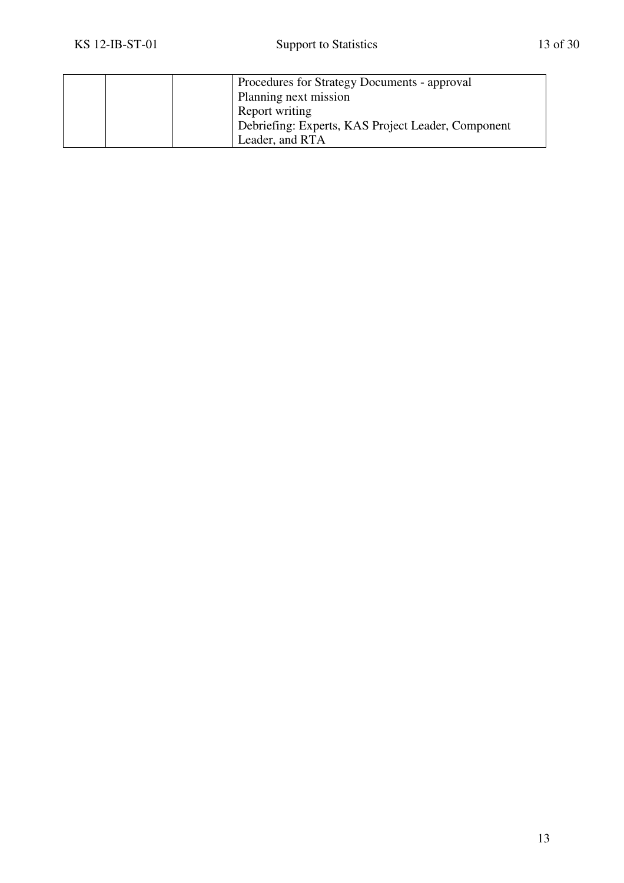| | | | |
|---|---|---|---|
| | | | Procedures for Strategy Documents - approval<br>Planning next mission<br>Report writing<br>Debriefing: Experts, KAS Project Leader, Component Leader, and RTA |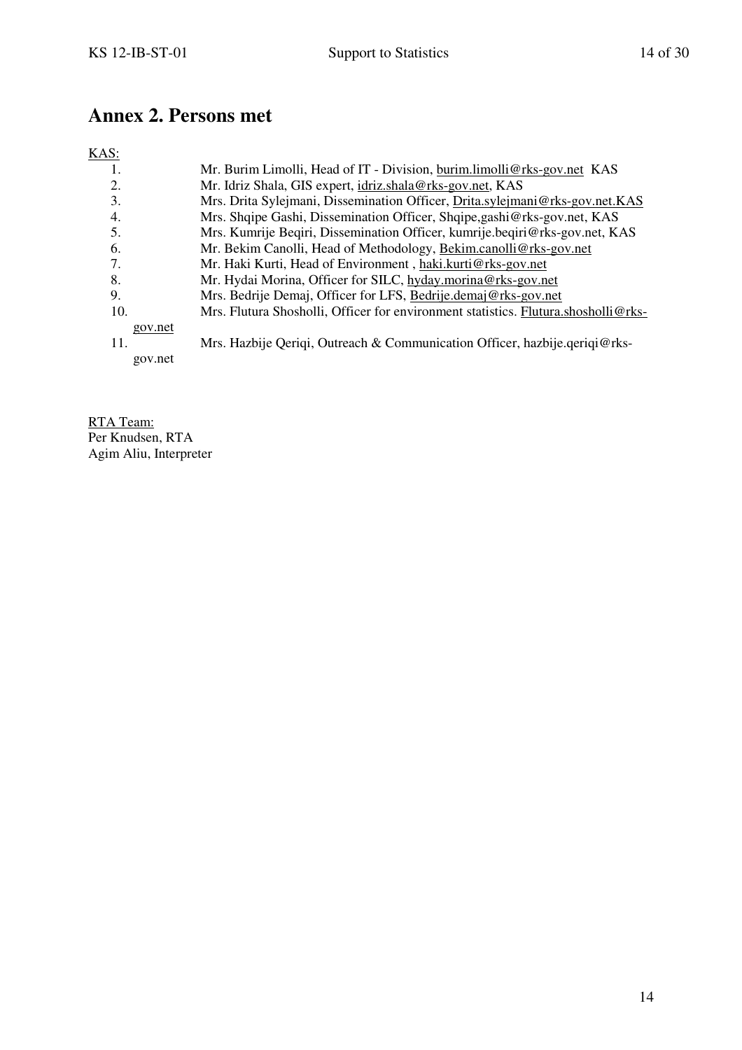## Annex 2. Persons met

KAS:

1. Mr. Burim Limolli, Head of IT - Division, burim.limolli@rks-gov.net KAS
2. Mr. Idriz Shala, GIS expert, idriz.shala@rks-gov.net, KAS
3. Mrs. Drita Sylejmani, Dissemination Officer, Drita.sylejmani@rks-gov.net.KAS
4. Mrs. Shqipe Gashi, Dissemination Officer, Shqipe,gashi@rks-gov.net, KAS
5. Mrs. Kumrije Beqiri, Dissemination Officer, kumrije.beqiri@rks-gov.net, KAS
6. Mr. Bekim Canolli, Head of Methodology, Bekim.canolli@rks-gov.net
7. Mr. Haki Kurti, Head of Environment , haki.kurti@rks-gov.net
8. Mr. Hydai Morina, Officer for SILC, hyday.morina@rks-gov.net
9. Mrs. Bedrije Demaj, Officer for LFS, Bedrije.demaj@rks-gov.net
10. Mrs. Flutura Shosholli, Officer for environment statistics. Flutura.shosholli@rks-gov.net
11. Mrs. Hazbije Qeriqi, Outreach & Communication Officer, hazbije.qeriqi@rks-gov.net

RTA Team:
Per Knudsen, RTA
Agim Aliu, Interpreter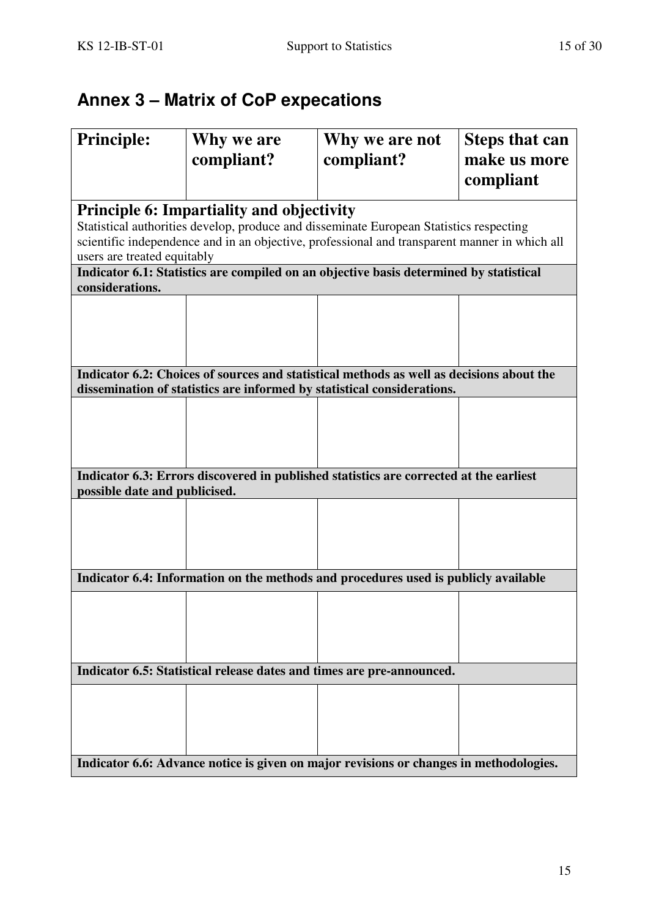## Annex 3 – Matrix of CoP expecations

| Principle: | Why we are compliant? | Why we are not compliant? | Steps that can make us more compliant |
|---|---|---|---|
| **Principle 6: Impartiality and objectivity** Statistical authorities develop, produce and disseminate European Statistics respecting scientific independence and in an objective, professional and transparent manner in which all users are treated equitably | | | |
| **Indicator 6.1: Statistics are compiled on an objective basis determined by statistical considerations.** | | | |
| | | | |
| **Indicator 6.2: Choices of sources and statistical methods as well as decisions about the dissemination of statistics are informed by statistical considerations.** | | | |
| | | | |
| **Indicator 6.3: Errors discovered in published statistics are corrected at the earliest possible date and publicised.** | | | |
| | | | |
| **Indicator 6.4: Information on the methods and procedures used is publicly available** | | | |
| | | | |
| **Indicator 6.5: Statistical release dates and times are pre-announced.** | | | |
| | | | |
| **Indicator 6.6: Advance notice is given on major revisions or changes in methodologies.** | | | |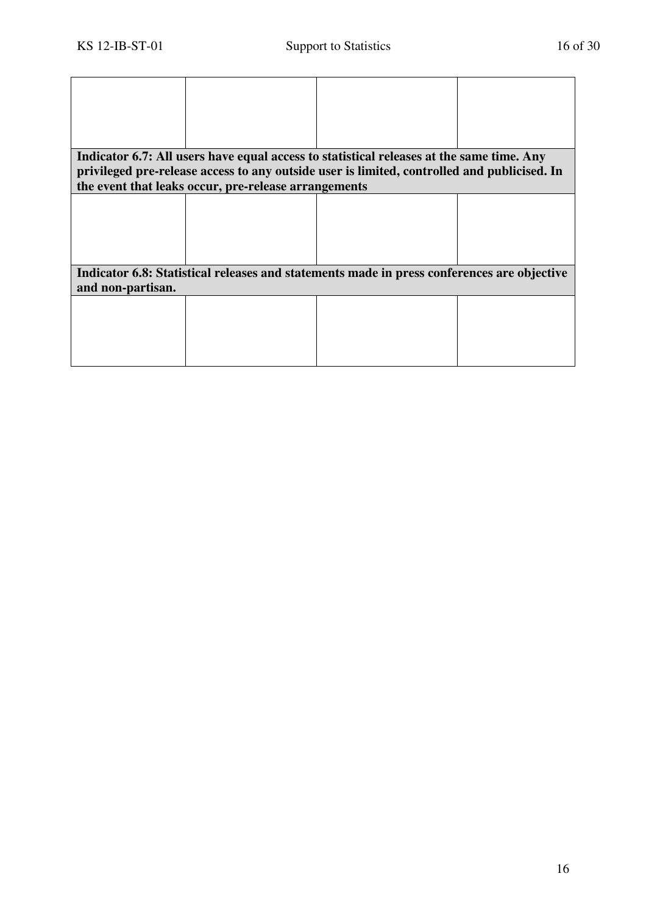| | | | |
|---|---|---|---|
| | | | |
| **Indicator 6.7: All users have equal access to statistical releases at the same time. Any privileged pre-release access to any outside user is limited, controlled and publicised. In the event that leaks occur, pre-release arrangements** | | | |
| | | | |
| **Indicator 6.8: Statistical releases and statements made in press conferences are objective and non-partisan.** | | | |
| | | | |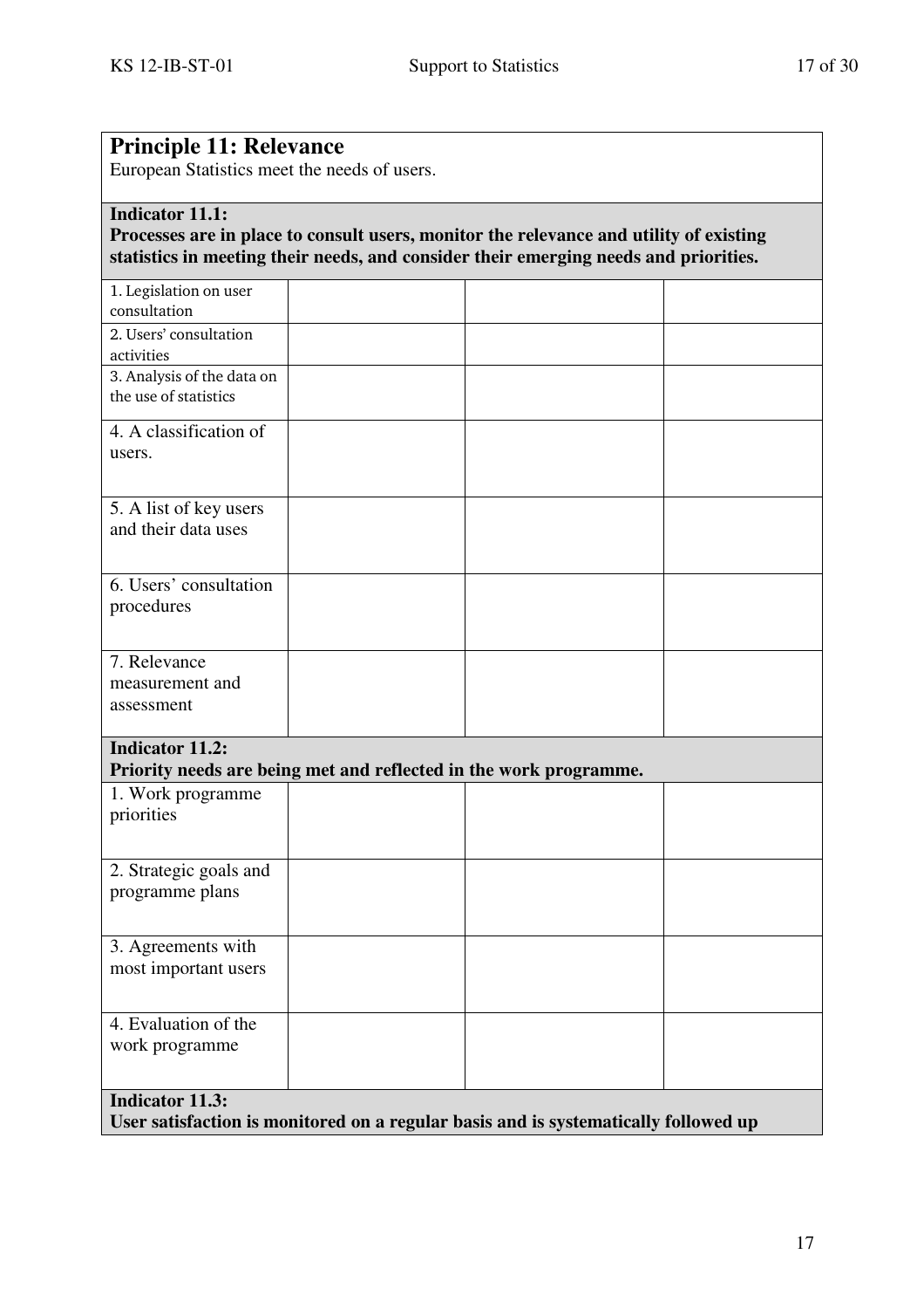| **Principle 11: Relevance**<br>European Statistics meet the needs of users. | | | |
|---|---|---|---|
| **Indicator 11.1:**<br>**Processes are in place to consult users, monitor the relevance and utility of existing statistics in meeting their needs, and consider their emerging needs and priorities.** | | | |
| 1. Legislation on user consultation | | | |
| 2. Users' consultation activities | | | |
| 3. Analysis of the data on the use of statistics | | | |
| 4. A classification of users. | | | |
| 5. A list of key users and their data uses | | | |
| 6. Users' consultation procedures | | | |
| 7. Relevance measurement and assessment | | | |
| **Indicator 11.2:**<br>**Priority needs are being met and reflected in the work programme.** | | | |
| 1. Work programme priorities | | | |
| 2. Strategic goals and programme plans | | | |
| 3. Agreements with most important users | | | |
| 4. Evaluation of the work programme | | | |
| **Indicator 11.3:**<br>**User satisfaction is monitored on a regular basis and is systematically followed up** | | | |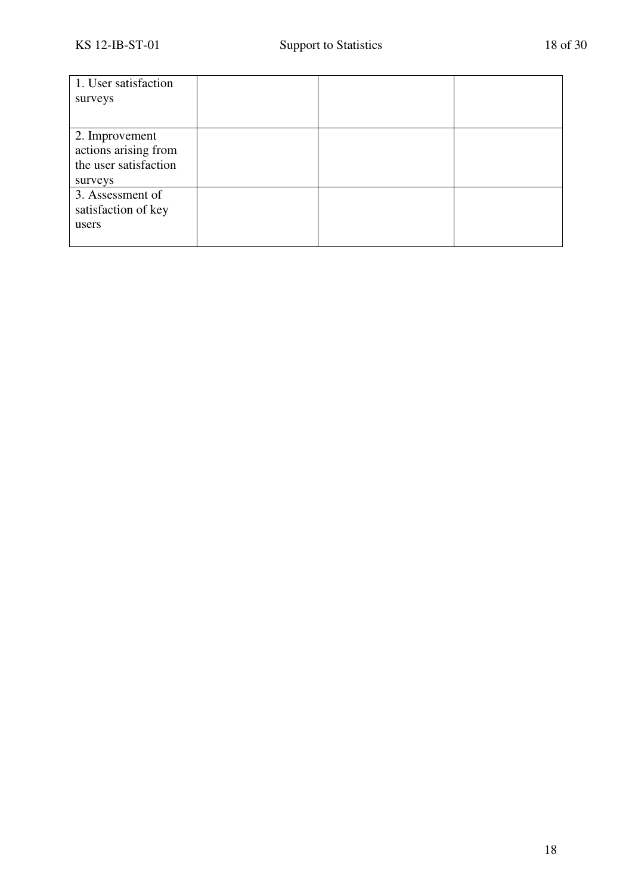| 1. User satisfaction surveys | | | |
| --- | --- | --- | --- |
| 2. Improvement actions arising from the user satisfaction surveys | | | |
| 3. Assessment of satisfaction of key users | | | |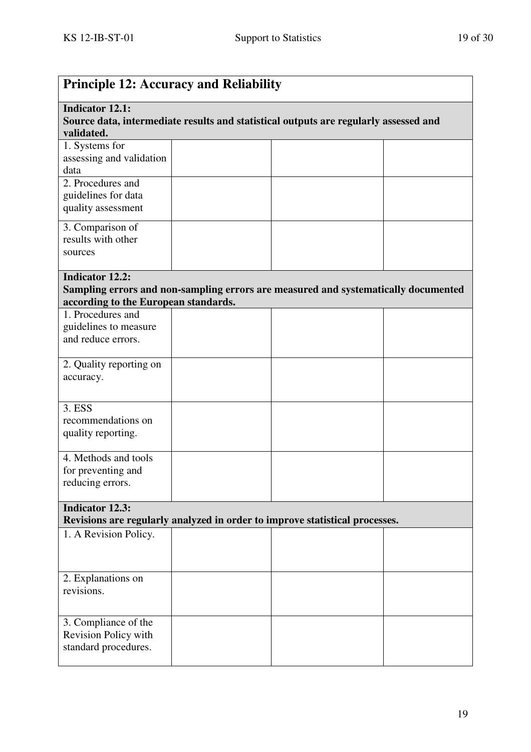| Principle 12: Accuracy and Reliability | | | |
|---|---|---|---|
| **Indicator 12.1:** **Source data, intermediate results and statistical outputs are regularly assessed and validated.** | | | |
| 1. Systems for assessing and validation data | | | |
| 2. Procedures and guidelines for data quality assessment | | | |
| 3. Comparison of results with other sources | | | |
| **Indicator 12.2:** **Sampling errors and non-sampling errors are measured and systematically documented according to the European standards.** | | | |
| 1. Procedures and guidelines to measure and reduce errors. | | | |
| 2. Quality reporting on accuracy. | | | |
| 3. ESS recommendations on quality reporting. | | | |
| 4. Methods and tools for preventing and reducing errors. | | | |
| **Indicator 12.3:** **Revisions are regularly analyzed in order to improve statistical processes.** | | | |
| 1. A Revision Policy. | | | |
| 2. Explanations on revisions. | | | |
| 3. Compliance of the Revision Policy with standard procedures. | | | |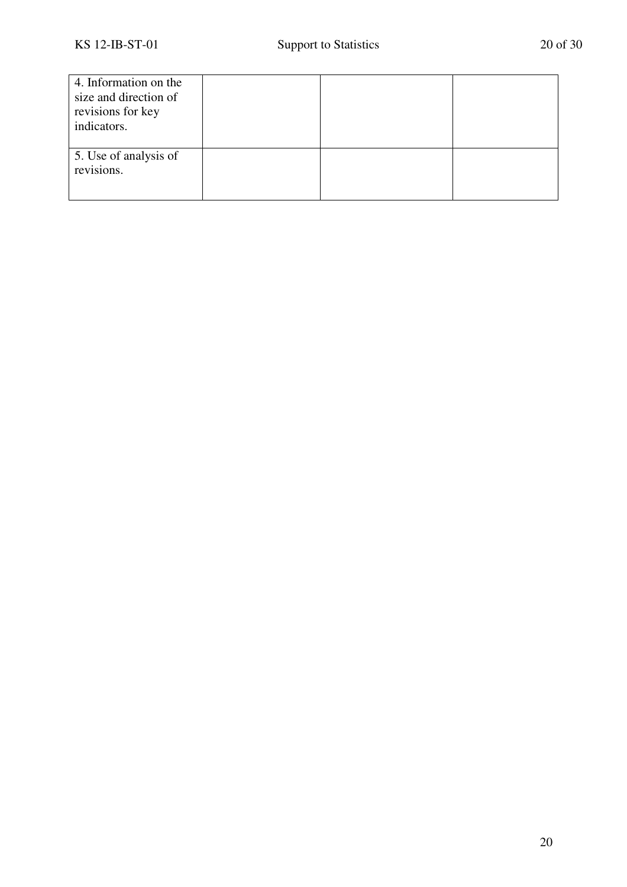| | | | |
|---|---|---|---|
| 4. Information on the size and direction of revisions for key indicators. | | | |
| 5. Use of analysis of revisions. | | | |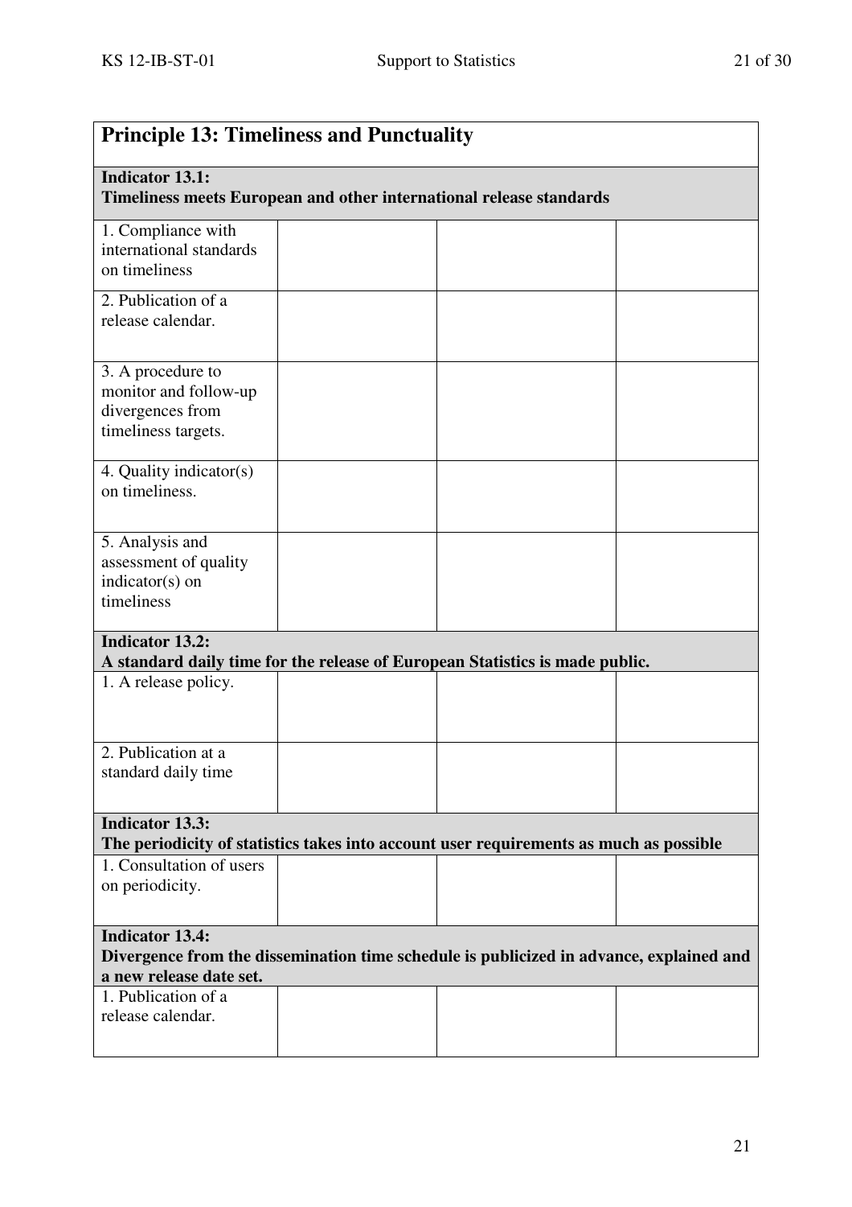| Principle 13: Timeliness and Punctuality | | | |
|---|---|---|---|
| **Indicator 13.1:** **Timeliness meets European and other international release standards** | | | |
| 1. Compliance with international standards on timeliness | | | |
| 2. Publication of a release calendar. | | | |
| 3. A procedure to monitor and follow-up divergences from timeliness targets. | | | |
| 4. Quality indicator(s) on timeliness. | | | |
| 5. Analysis and assessment of quality indicator(s) on timeliness | | | |
| **Indicator 13.2:** **A standard daily time for the release of European Statistics is made public.** | | | |
| 1. A release policy. | | | |
| 2. Publication at a standard daily time | | | |
| **Indicator 13.3:** **The periodicity of statistics takes into account user requirements as much as possible** | | | |
| 1. Consultation of users on periodicity. | | | |
| **Indicator 13.4:** **Divergence from the dissemination time schedule is publicized in advance, explained and a new release date set.** | | | |
| 1. Publication of a release calendar. | | | |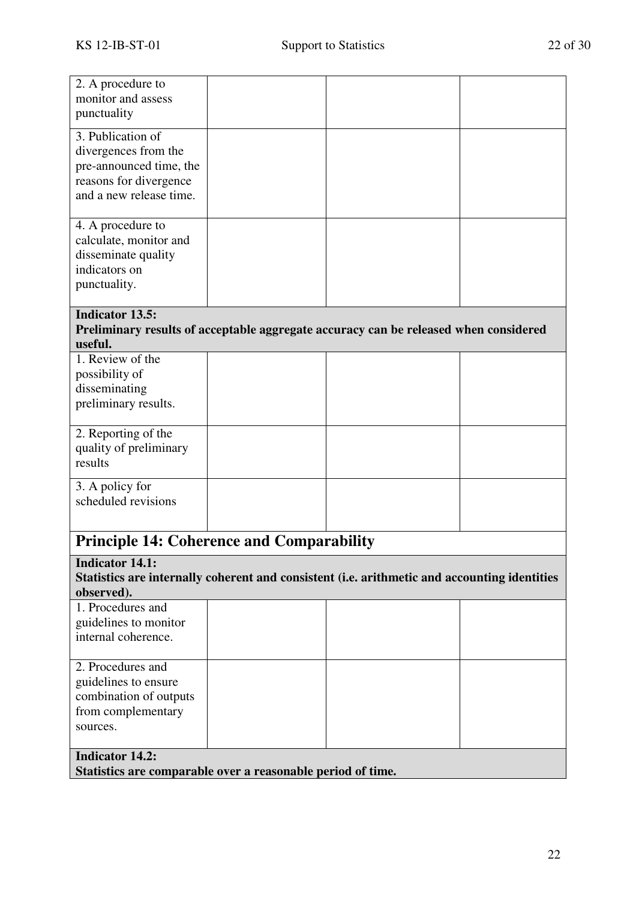| | | | |
|---|---|---|---|
| 2. A procedure to monitor and assess punctuality | | | |
| 3. Publication of divergences from the pre-announced time, the reasons for divergence and a new release time. | | | |
| 4. A procedure to calculate, monitor and disseminate quality indicators on punctuality. | | | |
| **Indicator 13.5:** **Preliminary results of acceptable aggregate accuracy can be released when considered useful.** | | | |
| 1. Review of the possibility of disseminating preliminary results. | | | |
| 2. Reporting of the quality of preliminary results | | | |
| 3. A policy for scheduled revisions | | | |

## Principle 14: Coherence and Comparability

| | | | |
|---|---|---|---|
| **Indicator 14.1:** **Statistics are internally coherent and consistent (i.e. arithmetic and accounting identities observed).** | | | |
| 1. Procedures and guidelines to monitor internal coherence. | | | |
| 2. Procedures and guidelines to ensure combination of outputs from complementary sources. | | | |
| **Indicator 14.2:** **Statistics are comparable over a reasonable period of time.** | | | |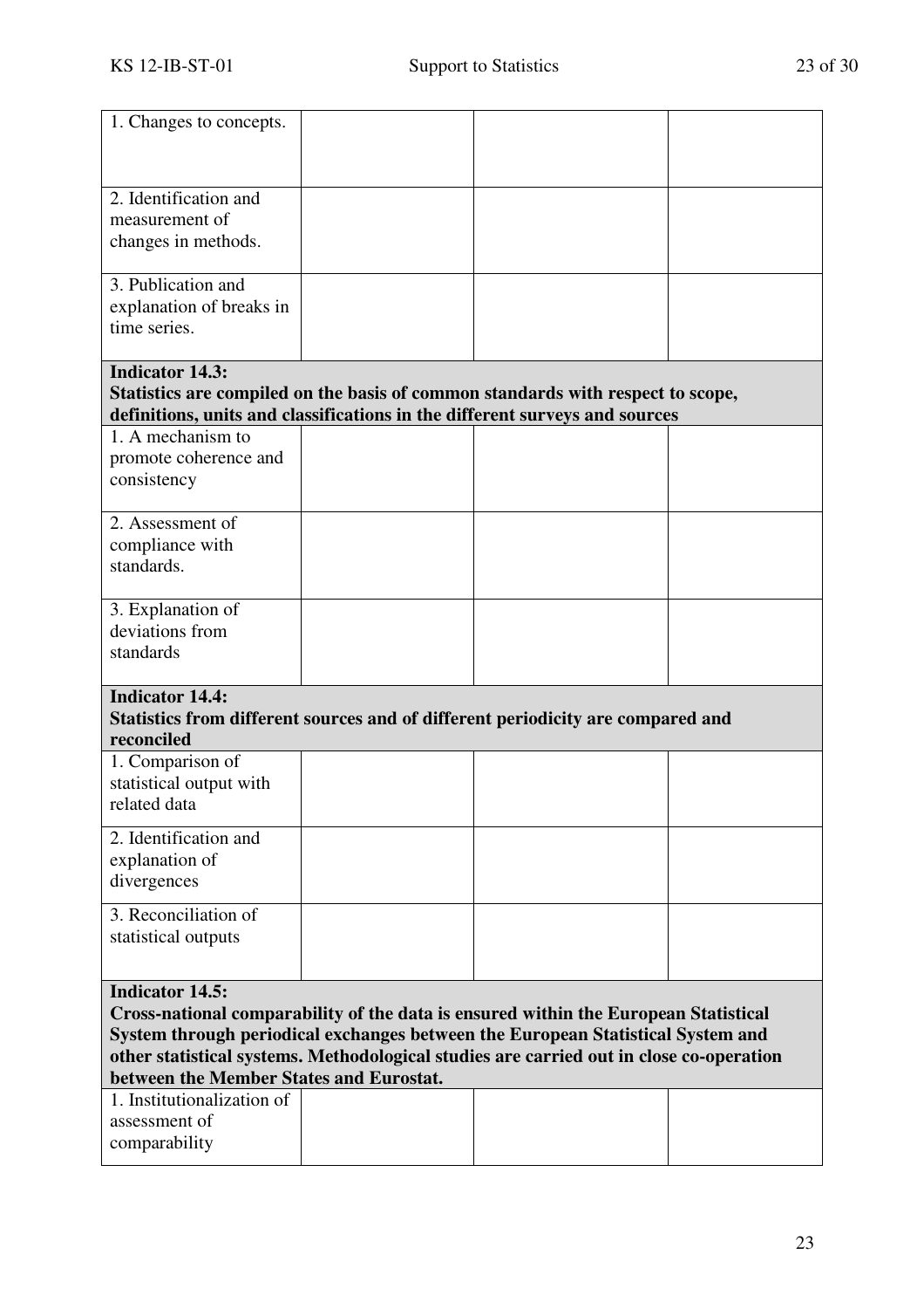| | | | |
|---|---|---|---|
| 1. Changes to concepts. | | | |
| 2. Identification and measurement of changes in methods. | | | |
| 3. Publication and explanation of breaks in time series. | | | |
| **Indicator 14.3:** **Statistics are compiled on the basis of common standards with respect to scope, definitions, units and classifications in the different surveys and sources** | | | |
| 1. A mechanism to promote coherence and consistency | | | |
| 2. Assessment of compliance with standards. | | | |
| 3. Explanation of deviations from standards | | | |
| **Indicator 14.4:** **Statistics from different sources and of different periodicity are compared and reconciled** | | | |
| 1. Comparison of statistical output with related data | | | |
| 2. Identification and explanation of divergences | | | |
| 3. Reconciliation of statistical outputs | | | |
| **Indicator 14.5:** **Cross-national comparability of the data is ensured within the European Statistical System through periodical exchanges between the European Statistical System and other statistical systems. Methodological studies are carried out in close co-operation between the Member States and Eurostat.** | | | |
| 1. Institutionalization of assessment of comparability | | | |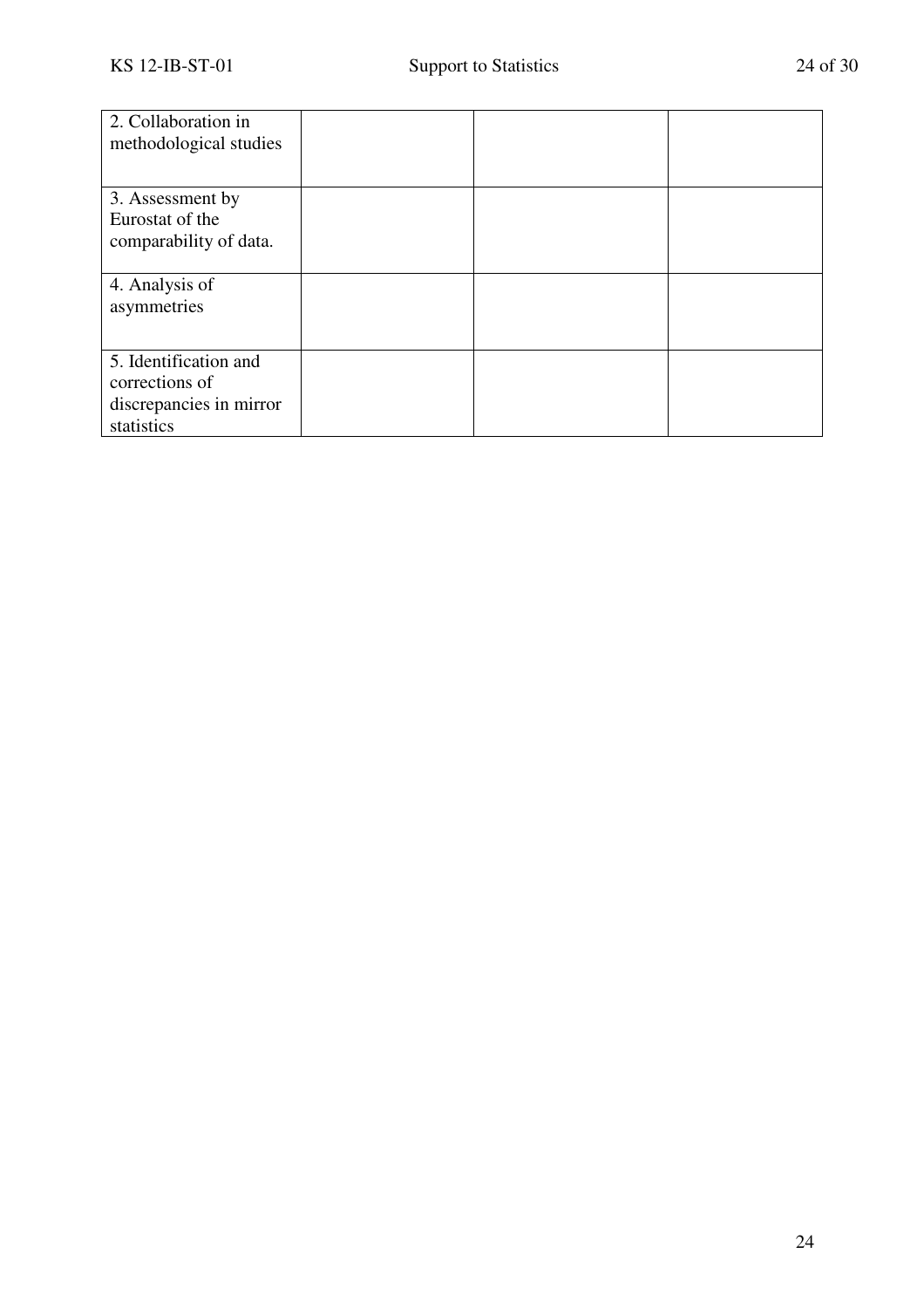| | | | |
|---|---|---|---|
| 2. Collaboration in methodological studies | | | |
| 3. Assessment by Eurostat of the comparability of data. | | | |
| 4. Analysis of asymmetries | | | |
| 5. Identification and corrections of discrepancies in mirror statistics | | | |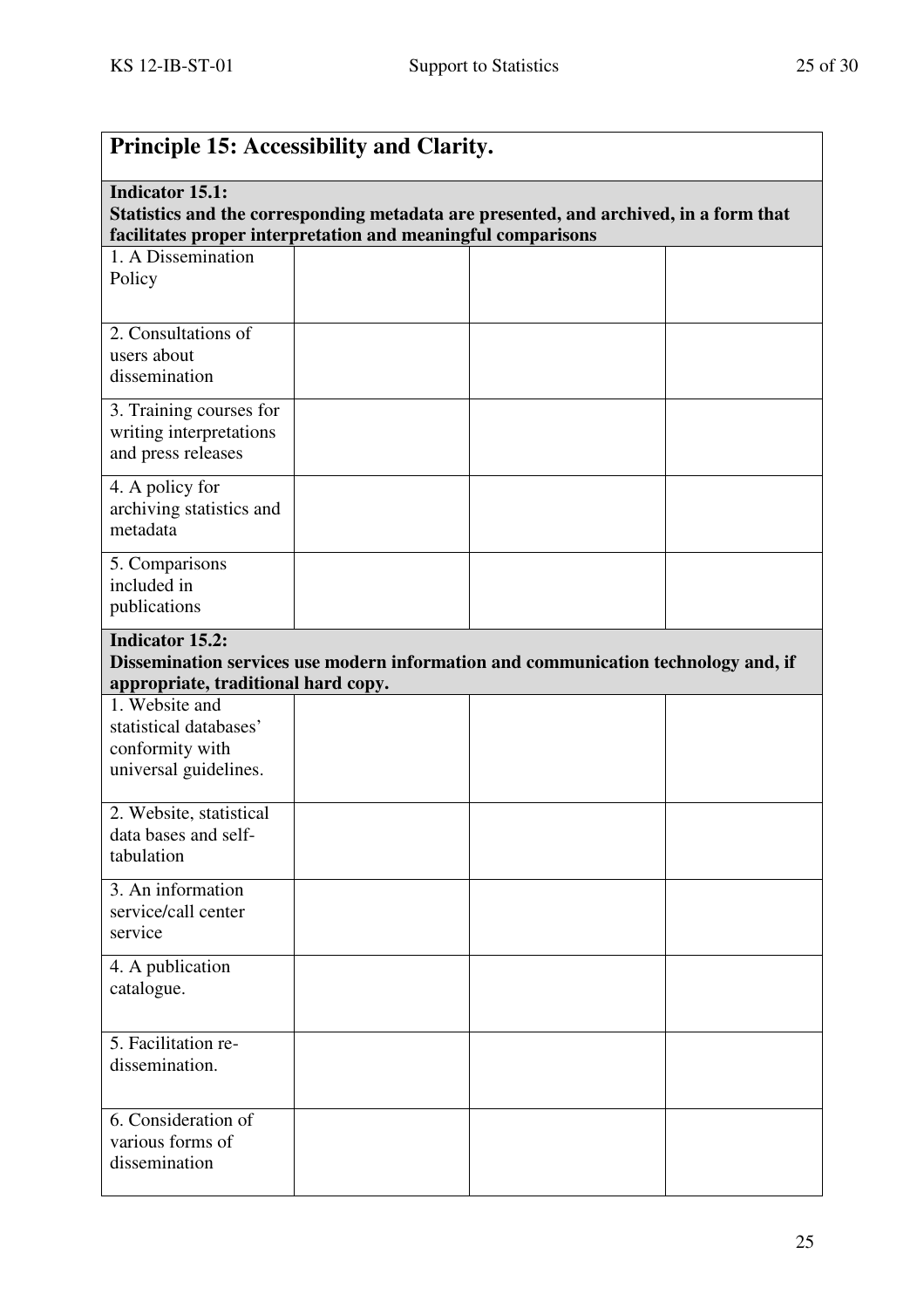| **Principle 15: Accessibility and Clarity.** | | | |
|---|---|---|---|
| **Indicator 15.1: Statistics and the corresponding metadata are presented, and archived, in a form that facilitates proper interpretation and meaningful comparisons** | | | |
| 1. A Dissemination Policy | | | |
| 2. Consultations of users about dissemination | | | |
| 3. Training courses for writing interpretations and press releases | | | |
| 4. A policy for archiving statistics and metadata | | | |
| 5. Comparisons included in publications | | | |
| **Indicator 15.2: Dissemination services use modern information and communication technology and, if appropriate, traditional hard copy.** | | | |
| 1. Website and statistical databases' conformity with universal guidelines. | | | |
| 2. Website, statistical data bases and self-tabulation | | | |
| 3. An information service/call center service | | | |
| 4. A publication catalogue. | | | |
| 5. Facilitation re-dissemination. | | | |
| 6. Consideration of various forms of dissemination | | | |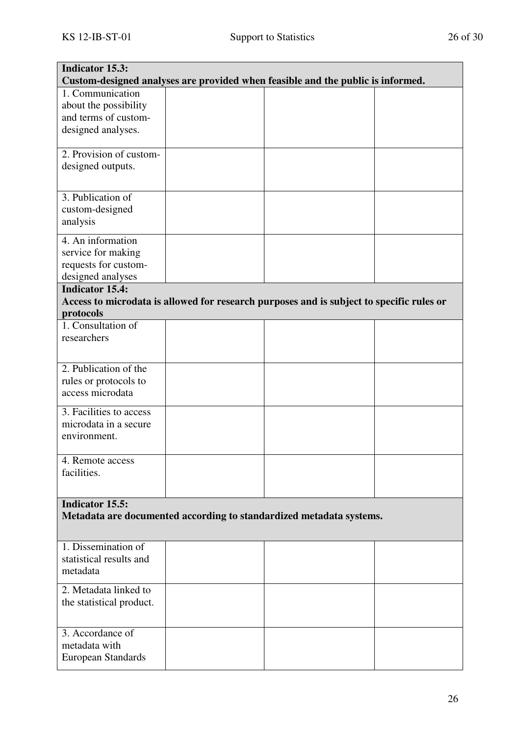| **Indicator 15.3:** **Custom-designed analyses are provided when feasible and the public is informed.** | | | |
|---|---|---|---|
| 1. Communication about the possibility and terms of custom-designed analyses. | | | |
| 2. Provision of custom-designed outputs. | | | |
| 3. Publication of custom-designed analysis | | | |
| 4. An information service for making requests for custom-designed analyses | | | |
| **Indicator 15.4:** **Access to microdata is allowed for research purposes and is subject to specific rules or protocols** | | | |
| 1. Consultation of researchers | | | |
| 2. Publication of the rules or protocols to access microdata | | | |
| 3. Facilities to access microdata in a secure environment. | | | |
| 4. Remote access facilities. | | | |
| **Indicator 15.5:** **Metadata are documented according to standardized metadata systems.** | | | |
| 1. Dissemination of statistical results and metadata | | | |
| 2. Metadata linked to the statistical product. | | | |
| 3. Accordance of metadata with European Standards | | | |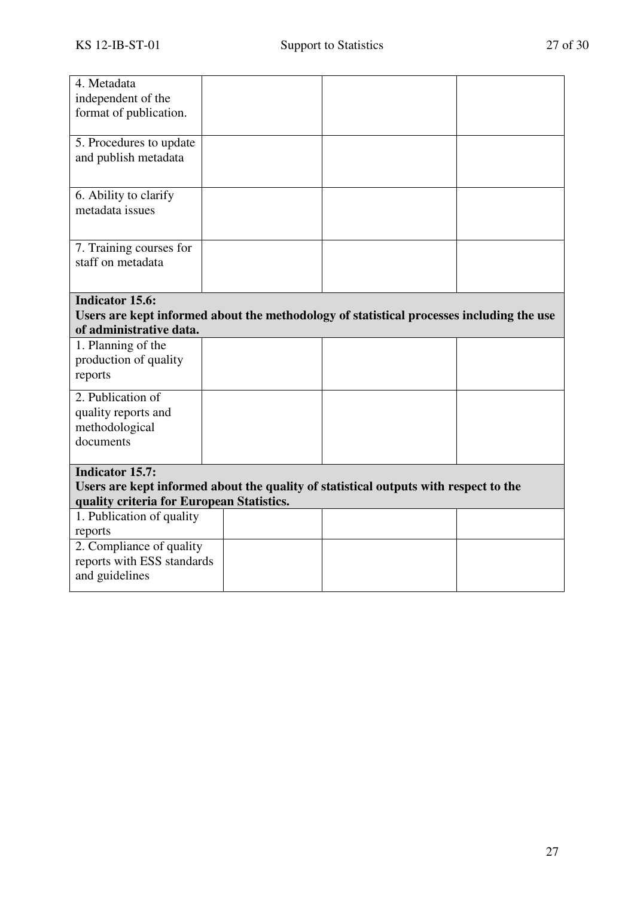| | | | |
|---|---|---|---|
| 4. Metadata independent of the format of publication. | | | |
| 5. Procedures to update and publish metadata | | | |
| 6. Ability to clarify metadata issues | | | |
| 7. Training courses for staff on metadata | | | |
| **Indicator 15.6:** **Users are kept informed about the methodology of statistical processes including the use of administrative data.** | | | |
| 1. Planning of the production of quality reports | | | |
| 2. Publication of quality reports and methodological documents | | | |
| **Indicator 15.7:** **Users are kept informed about the quality of statistical outputs with respect to the quality criteria for European Statistics.** | | | |
| 1. Publication of quality reports | | | |
| 2. Compliance of quality reports with ESS standards and guidelines | | | |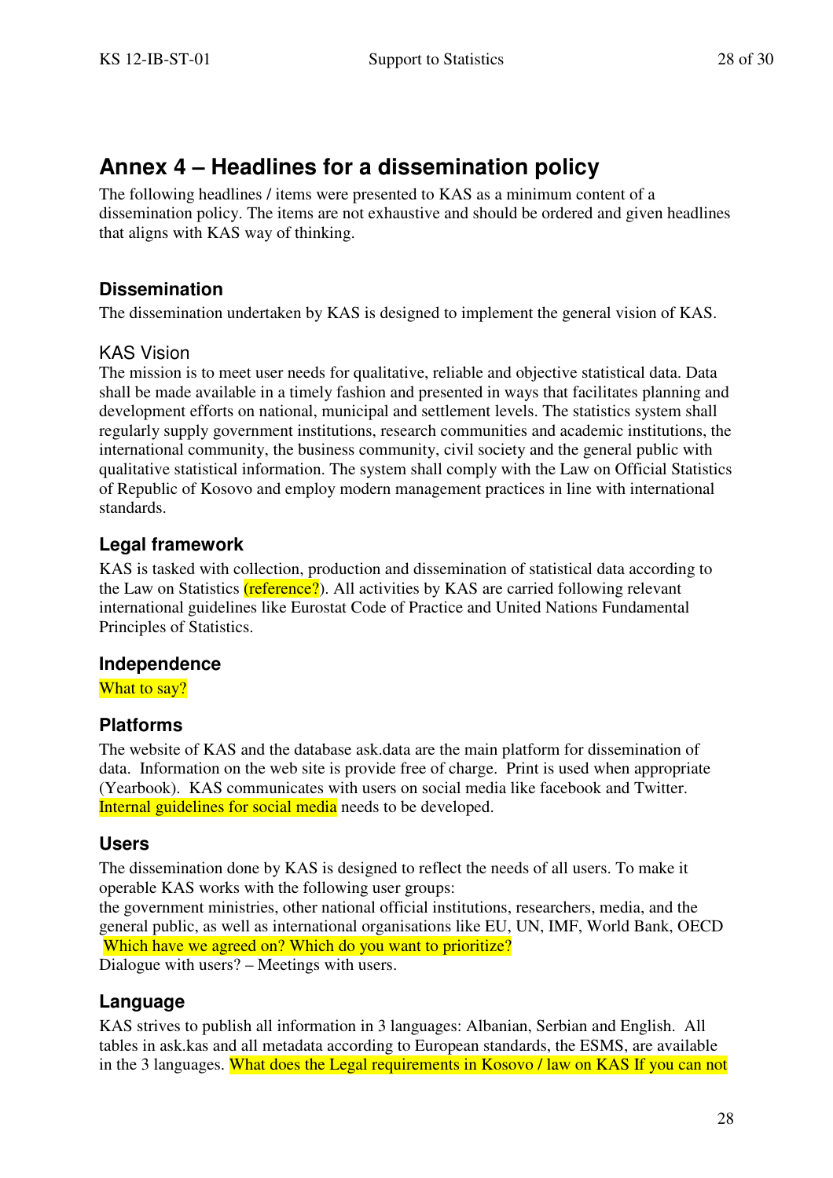# Annex 4 – Headlines for a dissemination policy

The following headlines / items were presented to KAS as a minimum content of a dissemination policy. The items are not exhaustive and should be ordered and given headlines that aligns with KAS way of thinking.

### Dissemination

The dissemination undertaken by KAS is designed to implement the general vision of KAS.

#### KAS Vision

The mission is to meet user needs for qualitative, reliable and objective statistical data. Data shall be made available in a timely fashion and presented in ways that facilitates planning and development efforts on national, municipal and settlement levels. The statistics system shall regularly supply government institutions, research communities and academic institutions, the international community, the business community, civil society and the general public with qualitative statistical information. The system shall comply with the Law on Official Statistics of Republic of Kosovo and employ modern management practices in line with international standards.

### Legal framework

KAS is tasked with collection, production and dissemination of statistical data according to the Law on Statistics (reference?). All activities by KAS are carried following relevant international guidelines like Eurostat Code of Practice and United Nations Fundamental Principles of Statistics.

### Independence

What to say?

### Platforms

The website of KAS and the database ask.data are the main platform for dissemination of data. Information on the web site is provide free of charge. Print is used when appropriate (Yearbook). KAS communicates with users on social media like facebook and Twitter. Internal guidelines for social media needs to be developed.

### Users

The dissemination done by KAS is designed to reflect the needs of all users. To make it operable KAS works with the following user groups:
the government ministries, other national official institutions, researchers, media, and the general public, as well as international organisations like EU, UN, IMF, World Bank, OECD
Which have we agreed on? Which do you want to prioritize?
Dialogue with users? – Meetings with users.

### Language

KAS strives to publish all information in 3 languages: Albanian, Serbian and English. All tables in ask.kas and all metadata according to European standards, the ESMS, are available in the 3 languages. What does the Legal requirements in Kosovo / law on KAS If you can not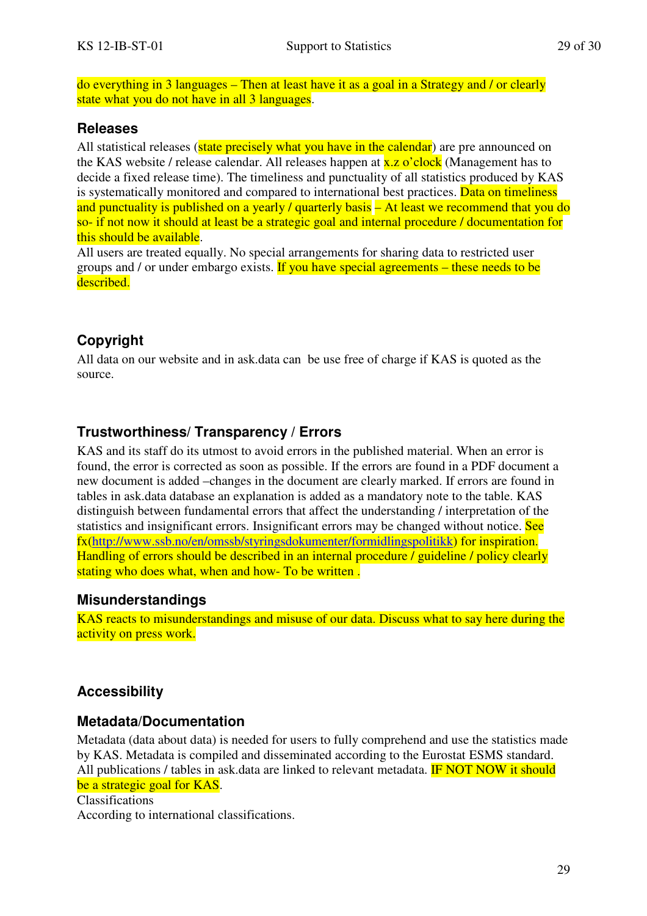do everything in 3 languages – Then at least have it as a goal in a Strategy and / or clearly state what you do not have in all 3 languages.

## Releases

All statistical releases (state precisely what you have in the calendar) are pre announced on the KAS website / release calendar. All releases happen at x.z o'clock (Management has to decide a fixed release time). The timeliness and punctuality of all statistics produced by KAS is systematically monitored and compared to international best practices. Data on timeliness and punctuality is published on a yearly / quarterly basis – At least we recommend that you do so- if not now it should at least be a strategic goal and internal procedure / documentation for this should be available.

All users are treated equally. No special arrangements for sharing data to restricted user groups and / or under embargo exists. If you have special agreements – these needs to be described.

## Copyright

All data on our website and in ask.data can be use free of charge if KAS is quoted as the source.

## Trustworthiness/ Transparency / Errors

KAS and its staff do its utmost to avoid errors in the published material. When an error is found, the error is corrected as soon as possible. If the errors are found in a PDF document a new document is added –changes in the document are clearly marked. If errors are found in tables in ask.data database an explanation is added as a mandatory note to the table. KAS distinguish between fundamental errors that affect the understanding / interpretation of the statistics and insignificant errors. Insignificant errors may be changed without notice. See fx(http://www.ssb.no/en/omssb/styringsdokumenter/formidlingspolitikk) for inspiration. Handling of errors should be described in an internal procedure / guideline / policy clearly stating who does what, when and how- To be written .

## Misunderstandings

KAS reacts to misunderstandings and misuse of our data. Discuss what to say here during the activity on press work.

## Accessibility

## Metadata/Documentation

Metadata (data about data) is needed for users to fully comprehend and use the statistics made by KAS. Metadata is compiled and disseminated according to the Eurostat ESMS standard. All publications / tables in ask.data are linked to relevant metadata. IF NOT NOW it should be a strategic goal for KAS.

Classifications

According to international classifications.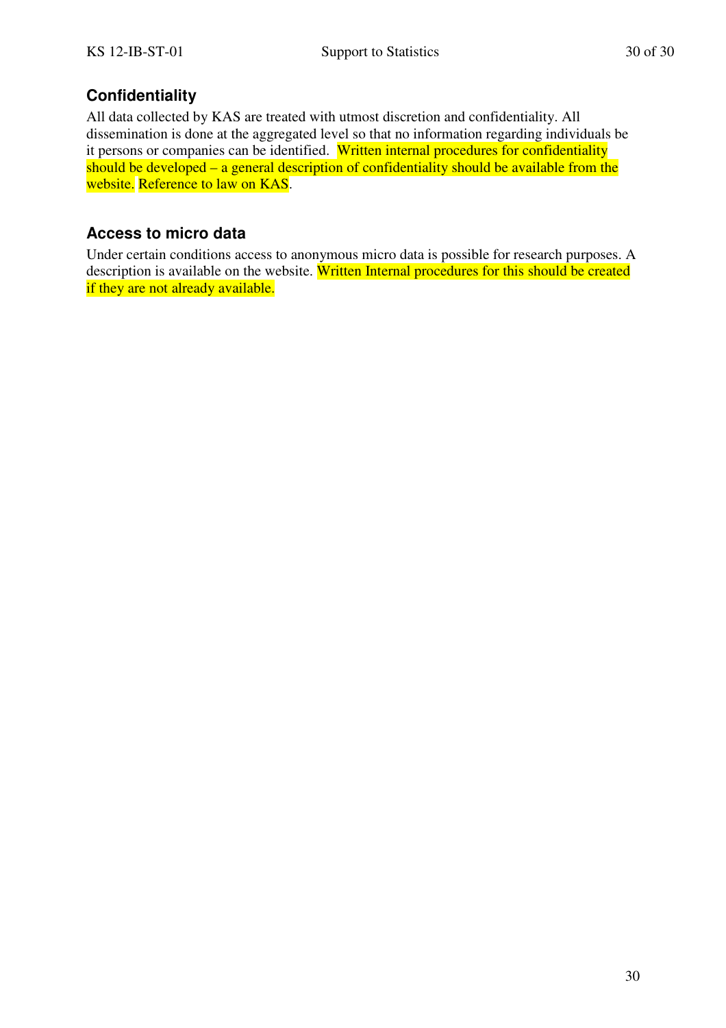## Confidentiality

All data collected by KAS are treated with utmost discretion and confidentiality. All dissemination is done at the aggregated level so that no information regarding individuals be it persons or companies can be identified. Written internal procedures for confidentiality should be developed – a general description of confidentiality should be available from the website. Reference to law on KAS.

## Access to micro data

Under certain conditions access to anonymous micro data is possible for research purposes. A description is available on the website. Written Internal procedures for this should be created if they are not already available.